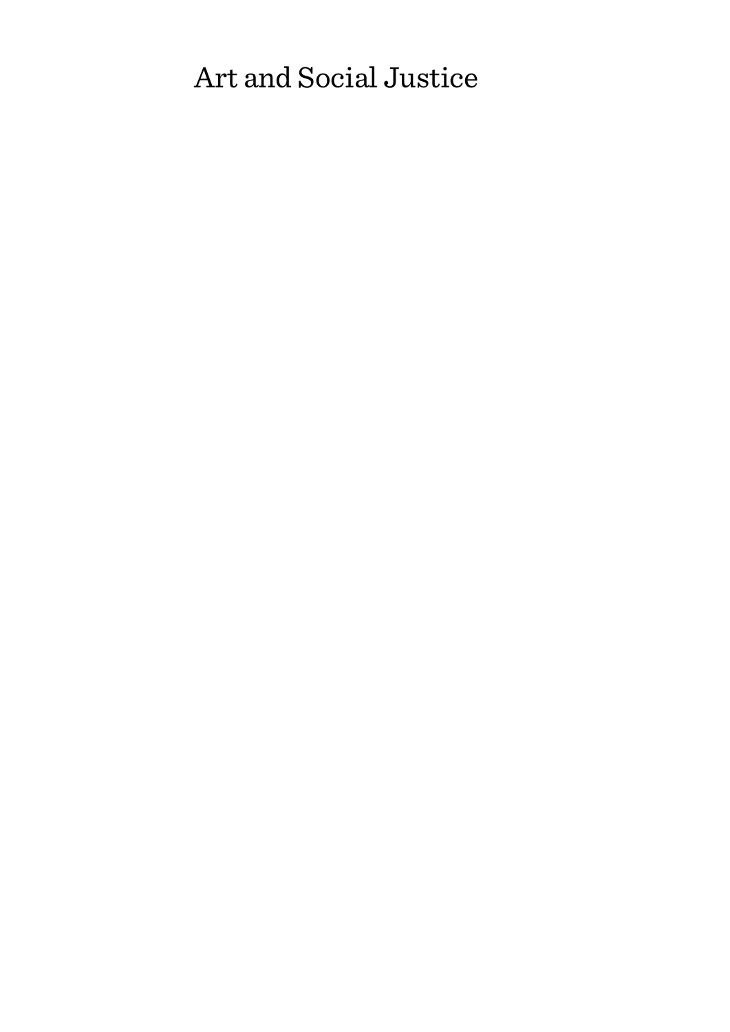# Art and Social Justice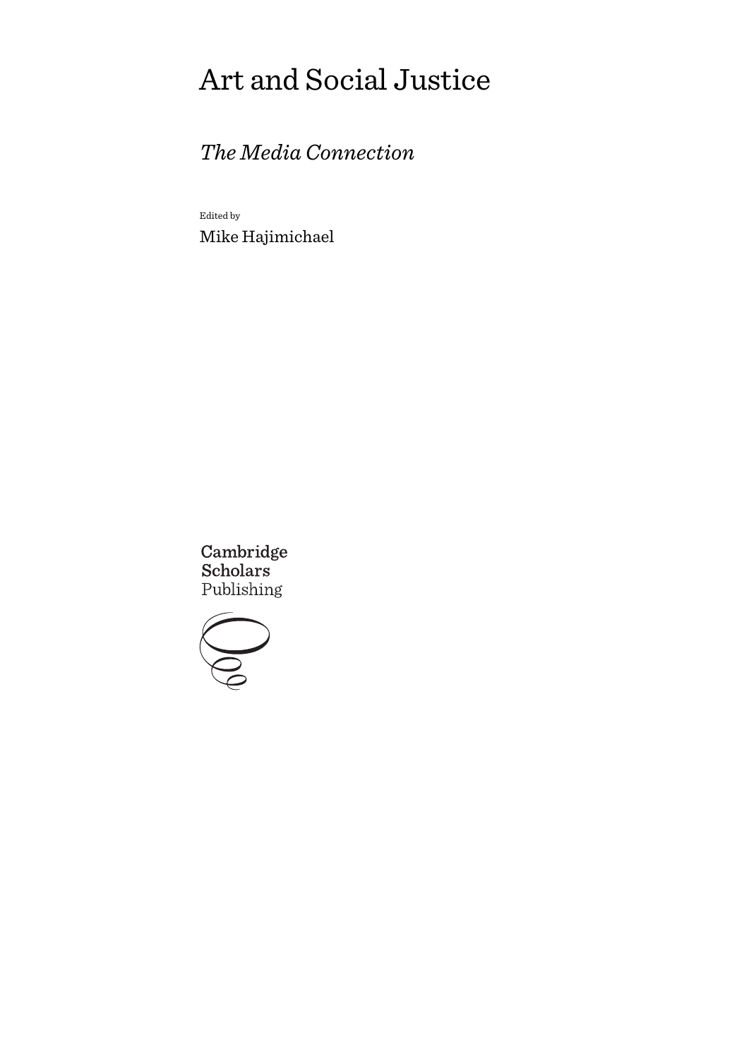# Art and Social Justice

## *The Media Connection*

Edited by

Mike Hajimichael

Cambridge Scholars Publishing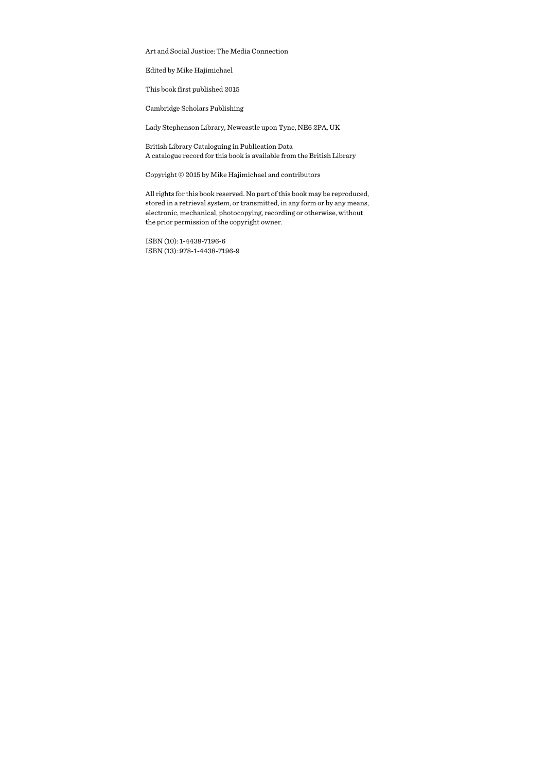Art and Social Justice: The Media Connection

Edited by Mike Hajimichael

This book first published 2015

Cambridge Scholars Publishing

Lady Stephenson Library, Newcastle upon Tyne, NE6 2PA, UK

British Library Cataloguing in Publication Data
A catalogue record for this book is available from the British Library

Copyright © 2015 by Mike Hajimichael and contributors

All rights for this book reserved. No part of this book may be reproduced, stored in a retrieval system, or transmitted, in any form or by any means, electronic, mechanical, photocopying, recording or otherwise, without the prior permission of the copyright owner.

ISBN (10): 1-4438-7196-6
ISBN (13): 978-1-4438-7196-9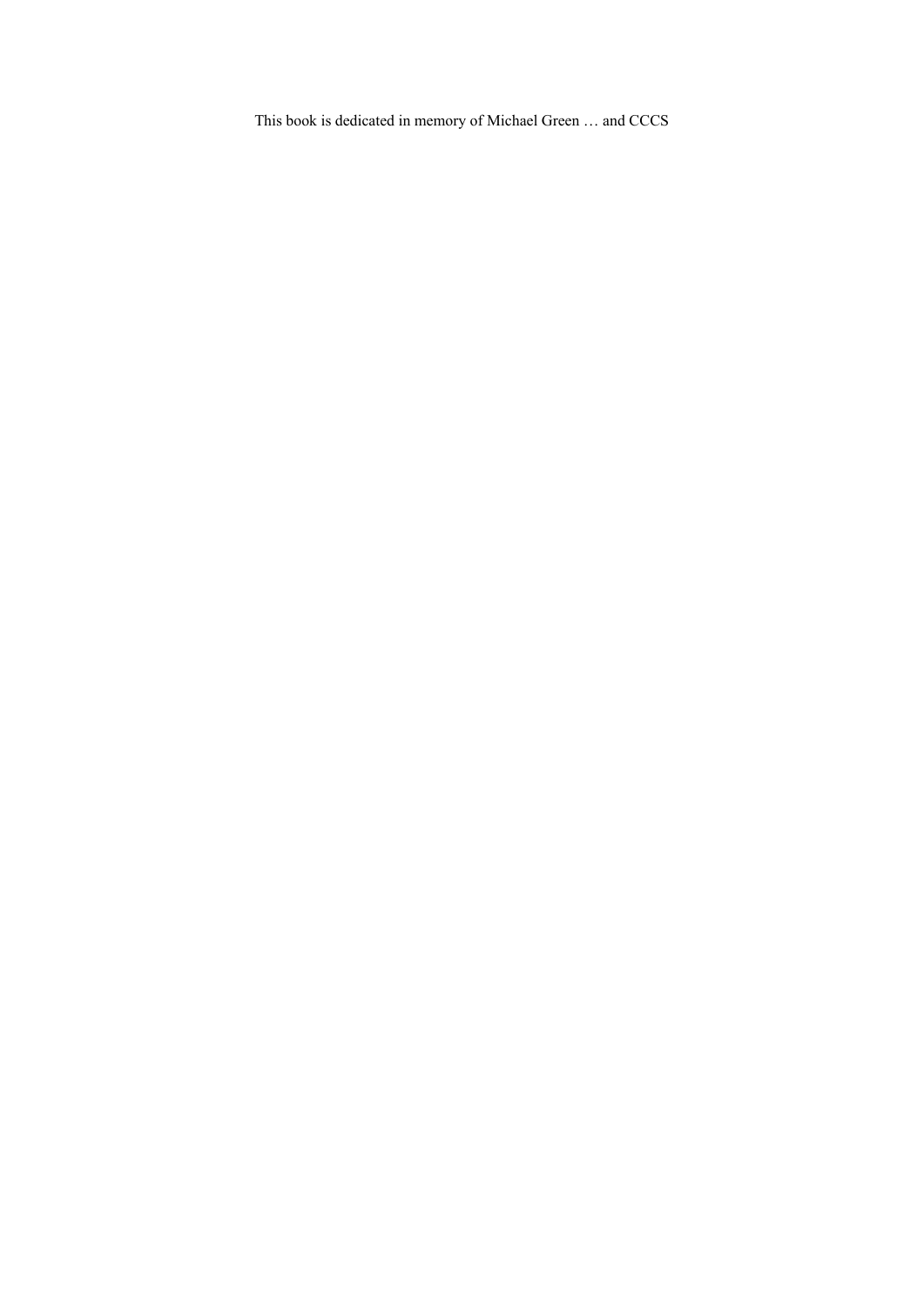This book is dedicated in memory of Michael Green … and CCCS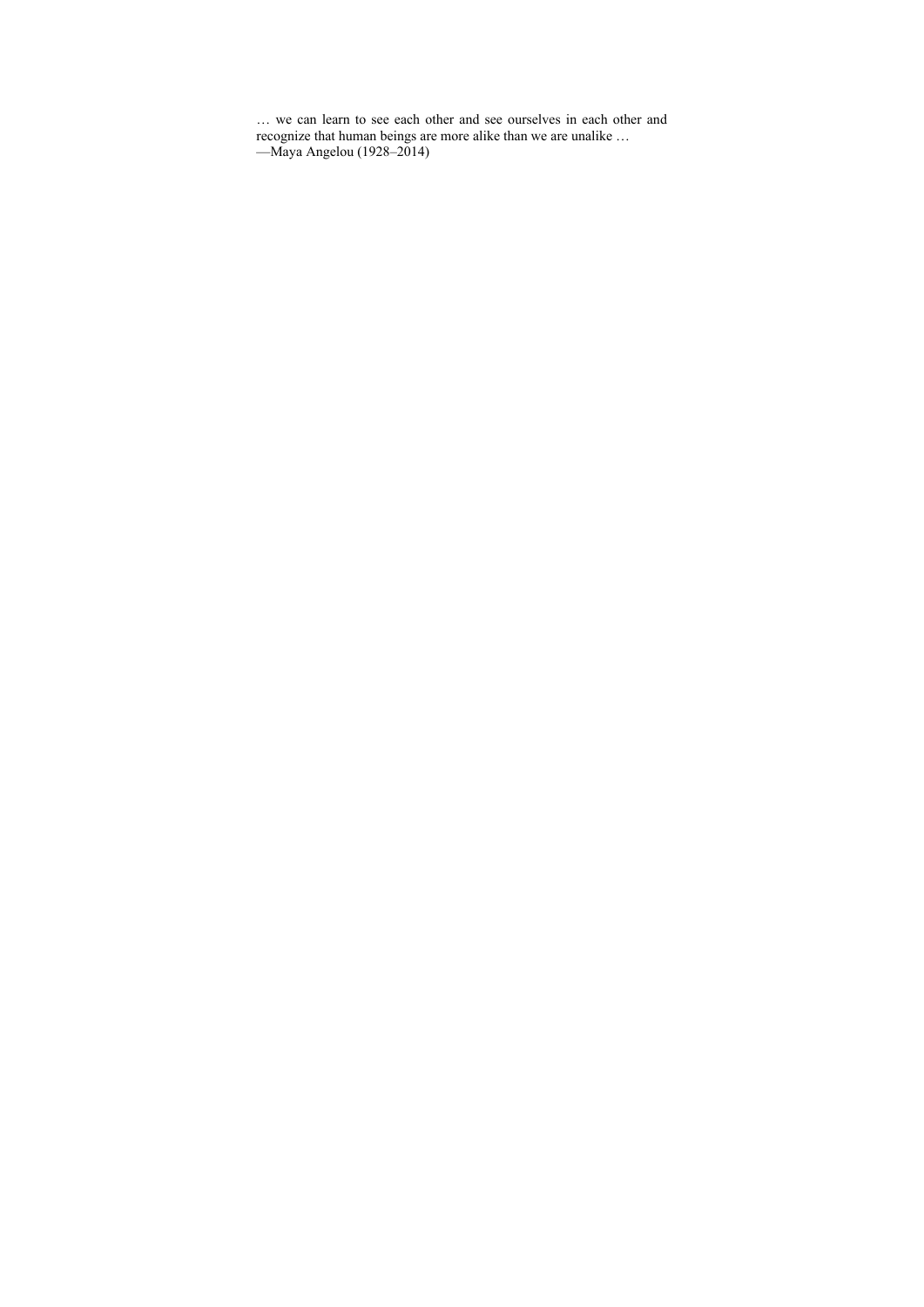… we can learn to see each other and see ourselves in each other and recognize that human beings are more alike than we are unalike …
—Maya Angelou (1928–2014)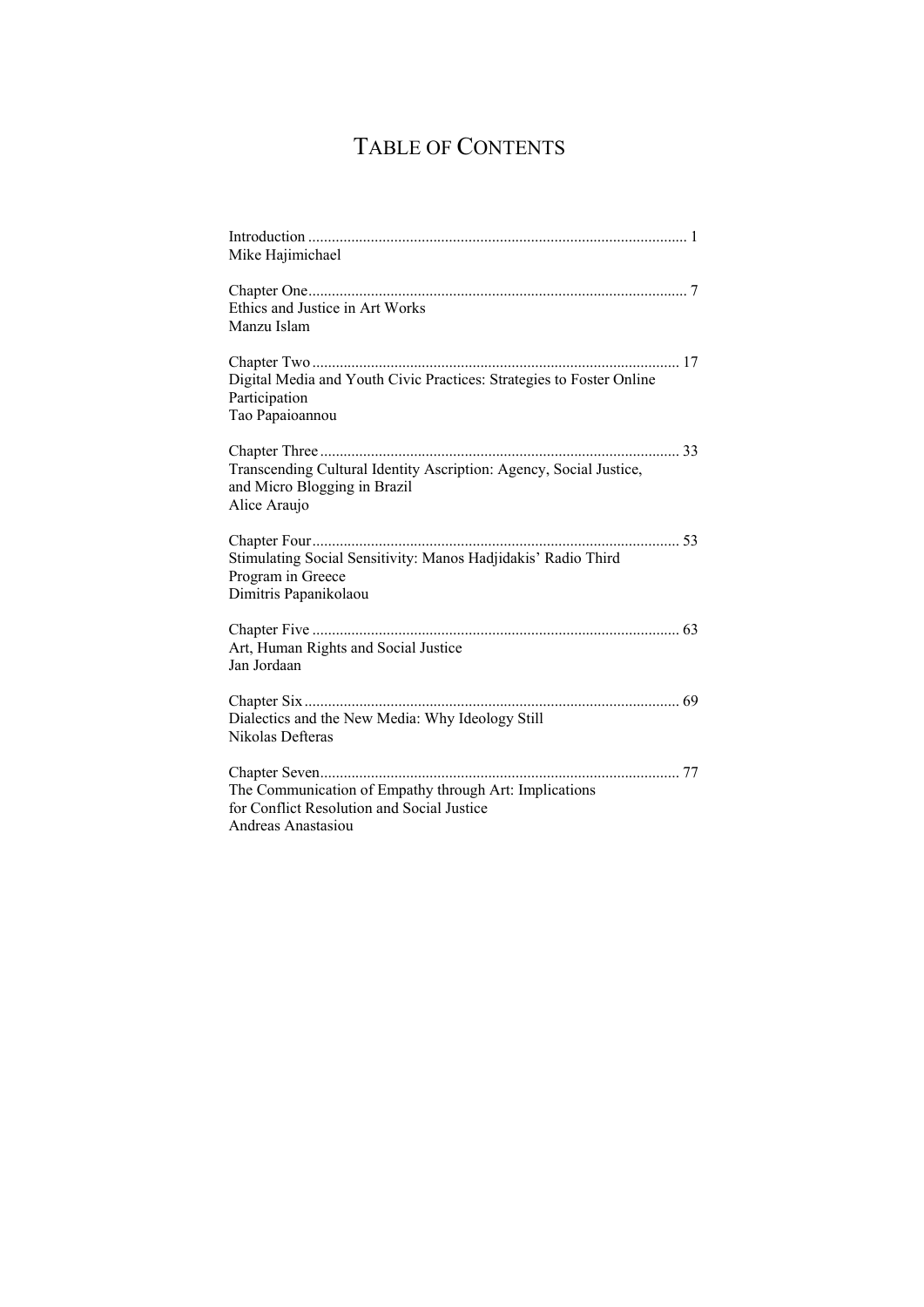# TABLE OF CONTENTS

Introduction ............................................................................................... 1
Mike Hajimichael

Chapter One............................................................................................... 7
Ethics and Justice in Art Works
Manzu Islam

Chapter Two ............................................................................................. 17
Digital Media and Youth Civic Practices: Strategies to Foster Online Participation
Tao Papaioannou

Chapter Three ........................................................................................... 33
Transcending Cultural Identity Ascription: Agency, Social Justice, and Micro Blogging in Brazil
Alice Araujo

Chapter Four............................................................................................. 53
Stimulating Social Sensitivity: Manos Hadjidakis' Radio Third Program in Greece
Dimitris Papanikolaou

Chapter Five ............................................................................................. 63
Art, Human Rights and Social Justice
Jan Jordaan

Chapter Six ............................................................................................... 69
Dialectics and the New Media: Why Ideology Still
Nikolas Defteras

Chapter Seven........................................................................................... 77
The Communication of Empathy through Art: Implications for Conflict Resolution and Social Justice
Andreas Anastasiou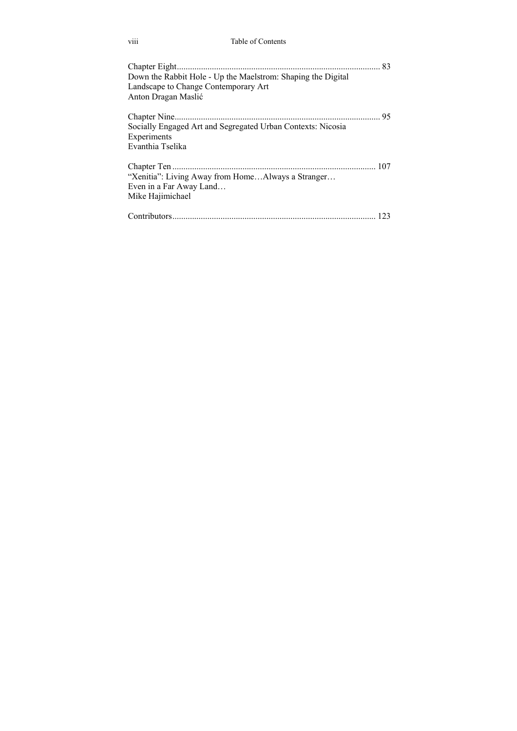Chapter Eight ............................................................................................ 83
Down the Rabbit Hole - Up the Maelstrom: Shaping the Digital
Landscape to Change Contemporary Art
Anton Dragan Maslić

Chapter Nine ............................................................................................ 95
Socially Engaged Art and Segregated Urban Contexts: Nicosia
Experiments
Evanthia Tselika

Chapter Ten ............................................................................................ 107
"Xenitia": Living Away from Home…Always a Stranger…
Even in a Far Away Land…
Mike Hajimichael

Contributors ............................................................................................ 123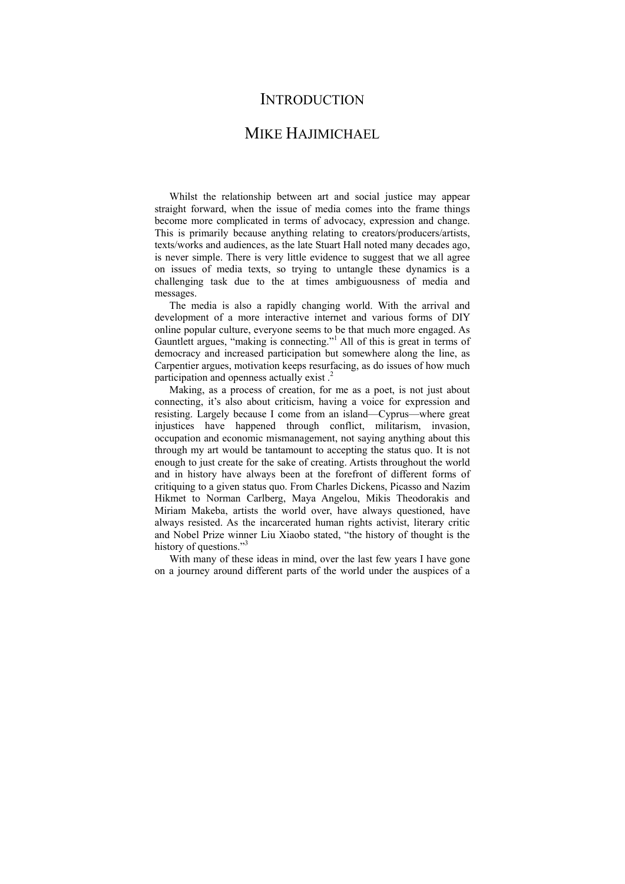# INTRODUCTION

## MIKE HAJIMICHAEL

Whilst the relationship between art and social justice may appear straight forward, when the issue of media comes into the frame things become more complicated in terms of advocacy, expression and change. This is primarily because anything relating to creators/producers/artists, texts/works and audiences, as the late Stuart Hall noted many decades ago, is never simple. There is very little evidence to suggest that we all agree on issues of media texts, so trying to untangle these dynamics is a challenging task due to the at times ambiguousness of media and messages.

The media is also a rapidly changing world. With the arrival and development of a more interactive internet and various forms of DIY online popular culture, everyone seems to be that much more engaged. As Gauntlett argues, "making is connecting."[1] All of this is great in terms of democracy and increased participation but somewhere along the line, as Carpentier argues, motivation keeps resurfacing, as do issues of how much participation and openness actually exist .[2]

Making, as a process of creation, for me as a poet, is not just about connecting, it's also about criticism, having a voice for expression and resisting. Largely because I come from an island—Cyprus—where great injustices have happened through conflict, militarism, invasion, occupation and economic mismanagement, not saying anything about this through my art would be tantamount to accepting the status quo. It is not enough to just create for the sake of creating. Artists throughout the world and in history have always been at the forefront of different forms of critiquing to a given status quo. From Charles Dickens, Picasso and Nazim Hikmet to Norman Carlberg, Maya Angelou, Mikis Theodorakis and Miriam Makeba, artists the world over, have always questioned, have always resisted. As the incarcerated human rights activist, literary critic and Nobel Prize winner Liu Xiaobo stated, "the history of thought is the history of questions."[3]

With many of these ideas in mind, over the last few years I have gone on a journey around different parts of the world under the auspices of a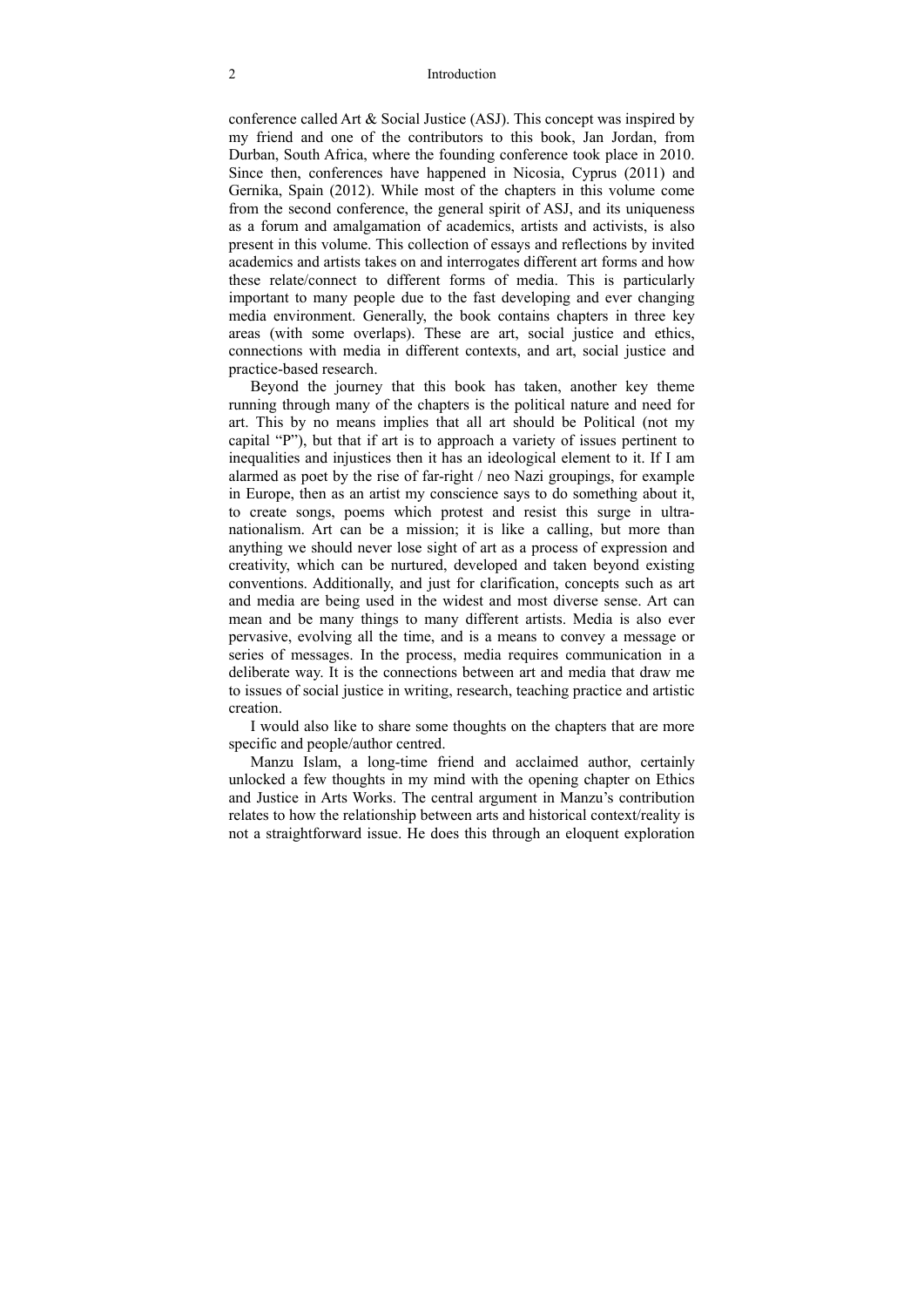conference called Art & Social Justice (ASJ). This concept was inspired by my friend and one of the contributors to this book, Jan Jordan, from Durban, South Africa, where the founding conference took place in 2010. Since then, conferences have happened in Nicosia, Cyprus (2011) and Gernika, Spain (2012). While most of the chapters in this volume come from the second conference, the general spirit of ASJ, and its uniqueness as a forum and amalgamation of academics, artists and activists, is also present in this volume. This collection of essays and reflections by invited academics and artists takes on and interrogates different art forms and how these relate/connect to different forms of media. This is particularly important to many people due to the fast developing and ever changing media environment. Generally, the book contains chapters in three key areas (with some overlaps). These are art, social justice and ethics, connections with media in different contexts, and art, social justice and practice-based research.

Beyond the journey that this book has taken, another key theme running through many of the chapters is the political nature and need for art. This by no means implies that all art should be Political (not my capital "P"), but that if art is to approach a variety of issues pertinent to inequalities and injustices then it has an ideological element to it. If I am alarmed as poet by the rise of far-right / neo Nazi groupings, for example in Europe, then as an artist my conscience says to do something about it, to create songs, poems which protest and resist this surge in ultra-nationalism. Art can be a mission; it is like a calling, but more than anything we should never lose sight of art as a process of expression and creativity, which can be nurtured, developed and taken beyond existing conventions. Additionally, and just for clarification, concepts such as art and media are being used in the widest and most diverse sense. Art can mean and be many things to many different artists. Media is also ever pervasive, evolving all the time, and is a means to convey a message or series of messages. In the process, media requires communication in a deliberate way. It is the connections between art and media that draw me to issues of social justice in writing, research, teaching practice and artistic creation.

I would also like to share some thoughts on the chapters that are more specific and people/author centred.

Manzu Islam, a long-time friend and acclaimed author, certainly unlocked a few thoughts in my mind with the opening chapter on Ethics and Justice in Arts Works. The central argument in Manzu's contribution relates to how the relationship between arts and historical context/reality is not a straightforward issue. He does this through an eloquent exploration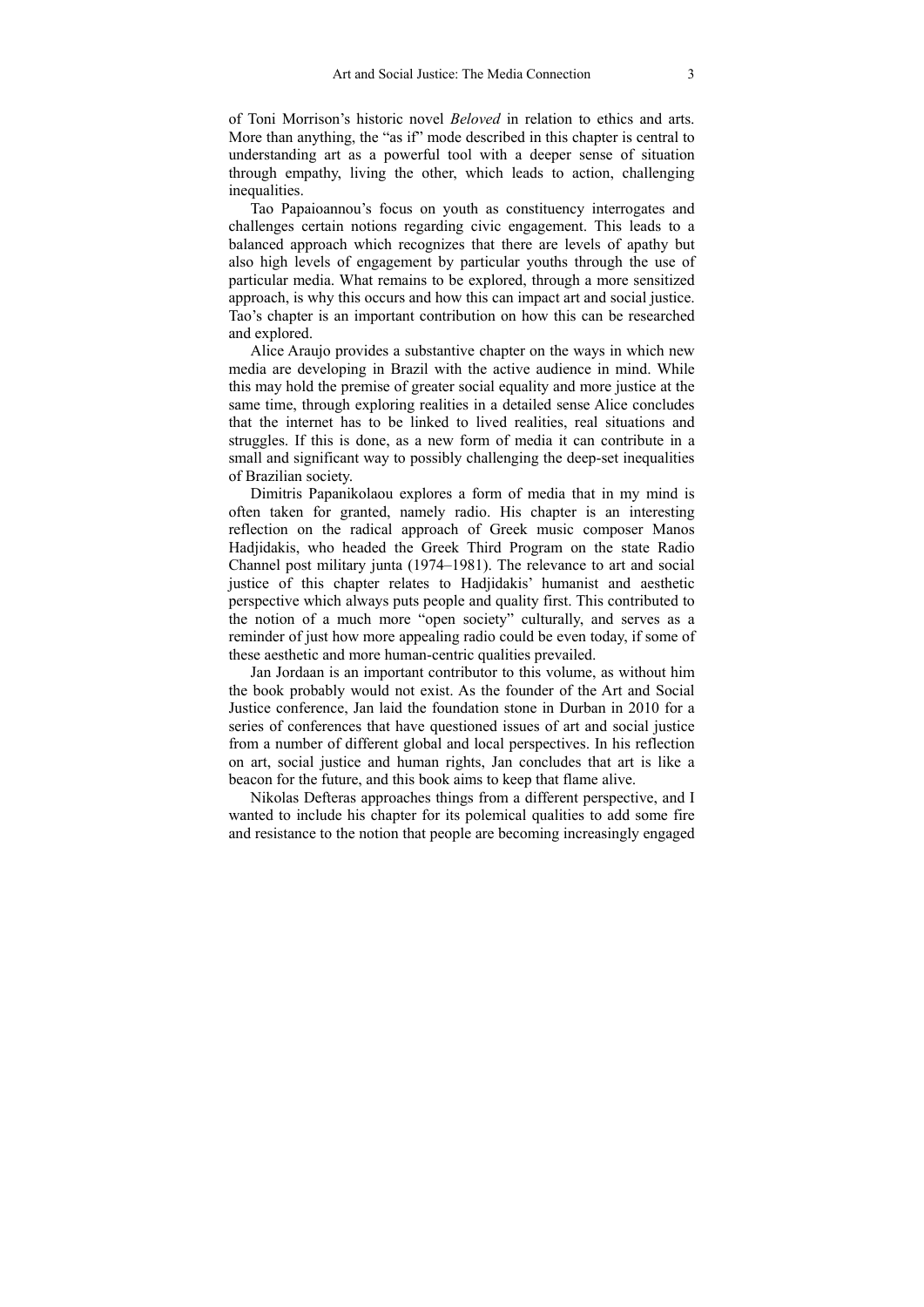of Toni Morrison's historic novel *Beloved* in relation to ethics and arts. More than anything, the "as if" mode described in this chapter is central to understanding art as a powerful tool with a deeper sense of situation through empathy, living the other, which leads to action, challenging inequalities.

Tao Papaioannou's focus on youth as constituency interrogates and challenges certain notions regarding civic engagement. This leads to a balanced approach which recognizes that there are levels of apathy but also high levels of engagement by particular youths through the use of particular media. What remains to be explored, through a more sensitized approach, is why this occurs and how this can impact art and social justice. Tao's chapter is an important contribution on how this can be researched and explored.

Alice Araujo provides a substantive chapter on the ways in which new media are developing in Brazil with the active audience in mind. While this may hold the premise of greater social equality and more justice at the same time, through exploring realities in a detailed sense Alice concludes that the internet has to be linked to lived realities, real situations and struggles. If this is done, as a new form of media it can contribute in a small and significant way to possibly challenging the deep-set inequalities of Brazilian society.

Dimitris Papanikolaou explores a form of media that in my mind is often taken for granted, namely radio. His chapter is an interesting reflection on the radical approach of Greek music composer Manos Hadjidakis, who headed the Greek Third Program on the state Radio Channel post military junta (1974–1981). The relevance to art and social justice of this chapter relates to Hadjidakis' humanist and aesthetic perspective which always puts people and quality first. This contributed to the notion of a much more "open society" culturally, and serves as a reminder of just how more appealing radio could be even today, if some of these aesthetic and more human-centric qualities prevailed.

Jan Jordaan is an important contributor to this volume, as without him the book probably would not exist. As the founder of the Art and Social Justice conference, Jan laid the foundation stone in Durban in 2010 for a series of conferences that have questioned issues of art and social justice from a number of different global and local perspectives. In his reflection on art, social justice and human rights, Jan concludes that art is like a beacon for the future, and this book aims to keep that flame alive.

Nikolas Defteras approaches things from a different perspective, and I wanted to include his chapter for its polemical qualities to add some fire and resistance to the notion that people are becoming increasingly engaged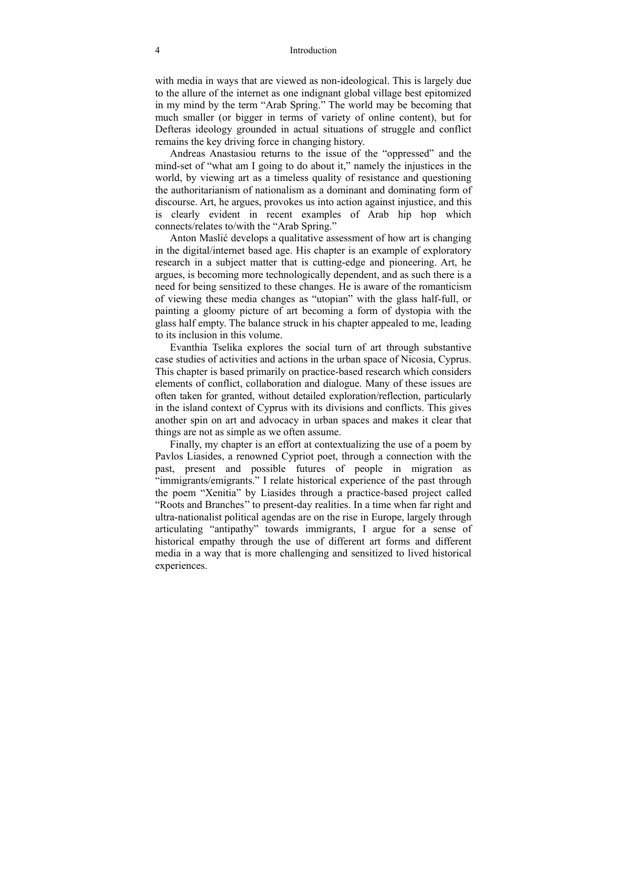with media in ways that are viewed as non-ideological. This is largely due to the allure of the internet as one indignant global village best epitomized in my mind by the term "Arab Spring." The world may be becoming that much smaller (or bigger in terms of variety of online content), but for Defteras ideology grounded in actual situations of struggle and conflict remains the key driving force in changing history.

Andreas Anastasiou returns to the issue of the "oppressed" and the mind-set of "what am I going to do about it," namely the injustices in the world, by viewing art as a timeless quality of resistance and questioning the authoritarianism of nationalism as a dominant and dominating form of discourse. Art, he argues, provokes us into action against injustice, and this is clearly evident in recent examples of Arab hip hop which connects/relates to/with the "Arab Spring."

Anton Maslić develops a qualitative assessment of how art is changing in the digital/internet based age. His chapter is an example of exploratory research in a subject matter that is cutting-edge and pioneering. Art, he argues, is becoming more technologically dependent, and as such there is a need for being sensitized to these changes. He is aware of the romanticism of viewing these media changes as "utopian" with the glass half-full, or painting a gloomy picture of art becoming a form of dystopia with the glass half empty. The balance struck in his chapter appealed to me, leading to its inclusion in this volume.

Evanthia Tselika explores the social turn of art through substantive case studies of activities and actions in the urban space of Nicosia, Cyprus. This chapter is based primarily on practice-based research which considers elements of conflict, collaboration and dialogue. Many of these issues are often taken for granted, without detailed exploration/reflection, particularly in the island context of Cyprus with its divisions and conflicts. This gives another spin on art and advocacy in urban spaces and makes it clear that things are not as simple as we often assume.

Finally, my chapter is an effort at contextualizing the use of a poem by Pavlos Liasides, a renowned Cypriot poet, through a connection with the past, present and possible futures of people in migration as "immigrants/emigrants." I relate historical experience of the past through the poem "Xenitia" by Liasides through a practice-based project called "Roots and Branches" to present-day realities. In a time when far right and ultra-nationalist political agendas are on the rise in Europe, largely through articulating "antipathy" towards immigrants, I argue for a sense of historical empathy through the use of different art forms and different media in a way that is more challenging and sensitized to lived historical experiences.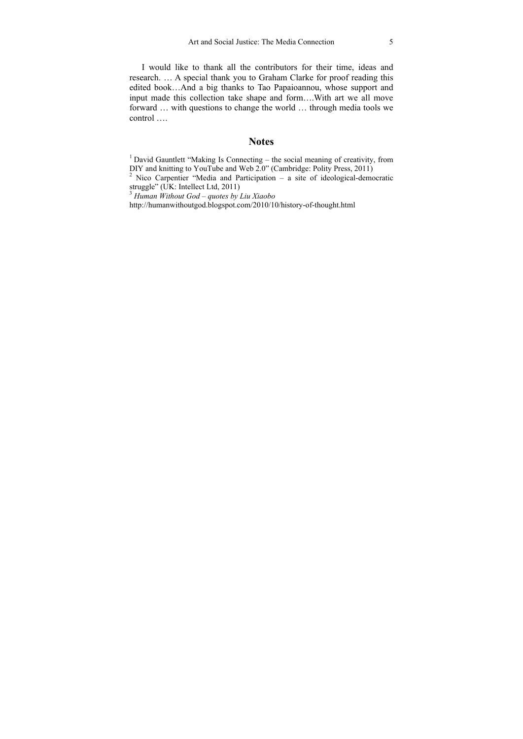I would like to thank all the contributors for their time, ideas and research. … A special thank you to Graham Clarke for proof reading this edited book…And a big thanks to Tao Papaioannou, whose support and input made this collection take shape and form….With art we all move forward … with questions to change the world … through media tools we control ….

## Notes

[1] David Gauntlett "Making Is Connecting – the social meaning of creativity, from DIY and knitting to YouTube and Web 2.0" (Cambridge: Polity Press, 2011)
[2] Nico Carpentier "Media and Participation – a site of ideological-democratic struggle" (UK: Intellect Ltd, 2011)
[3] *Human Without God – quotes by Liu Xiaobo*
http://humanwithoutgod.blogspot.com/2010/10/history-of-thought.html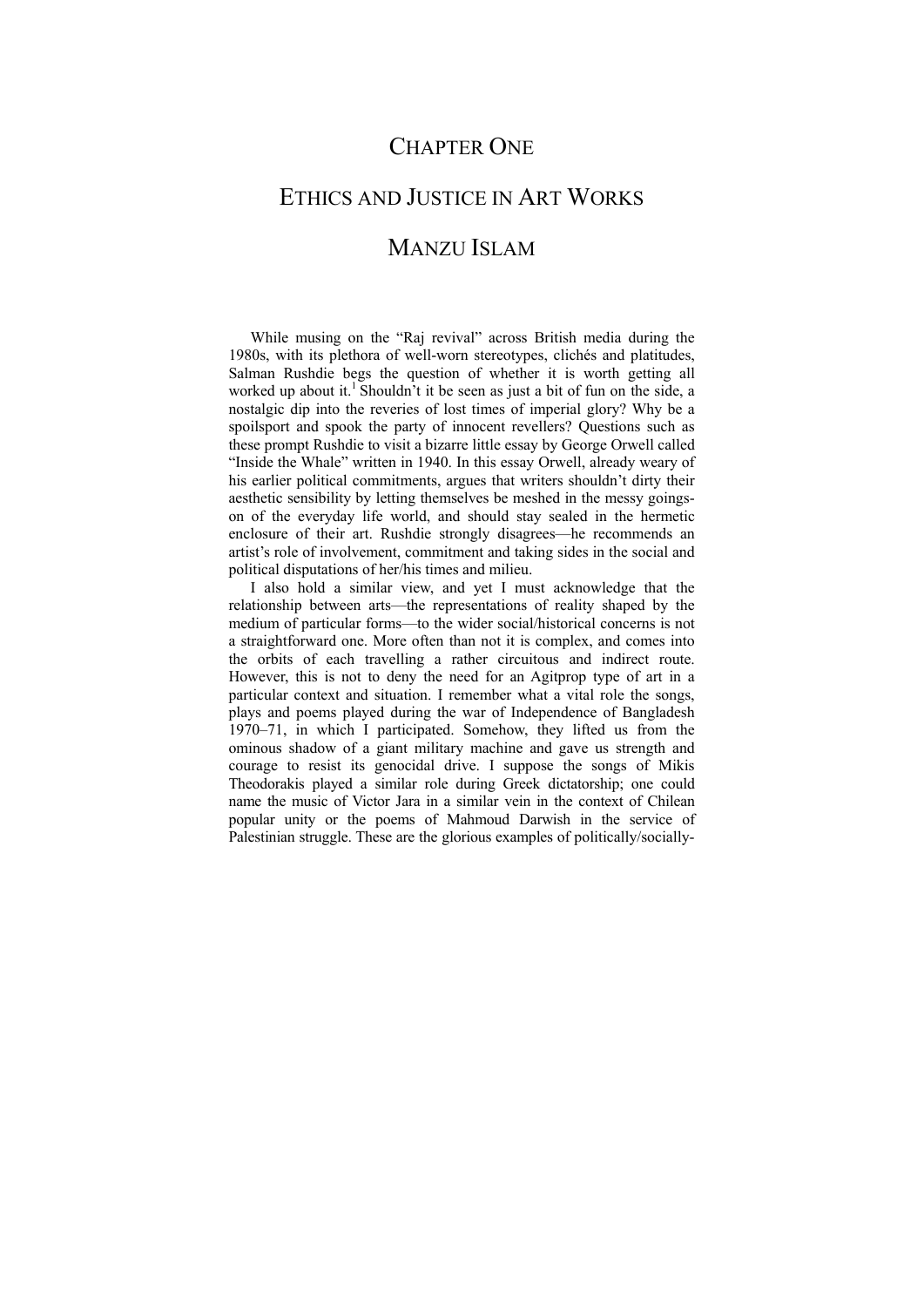# Chapter One

## Ethics and Justice in Art Works

### Manzu Islam

While musing on the "Raj revival" across British media during the 1980s, with its plethora of well-worn stereotypes, clichés and platitudes, Salman Rushdie begs the question of whether it is worth getting all worked up about it.[1] Shouldn't it be seen as just a bit of fun on the side, a nostalgic dip into the reveries of lost times of imperial glory? Why be a spoilsport and spook the party of innocent revellers? Questions such as these prompt Rushdie to visit a bizarre little essay by George Orwell called "Inside the Whale" written in 1940. In this essay Orwell, already weary of his earlier political commitments, argues that writers shouldn't dirty their aesthetic sensibility by letting themselves be meshed in the messy goings-on of the everyday life world, and should stay sealed in the hermetic enclosure of their art. Rushdie strongly disagrees—he recommends an artist's role of involvement, commitment and taking sides in the social and political disputations of her/his times and milieu.

I also hold a similar view, and yet I must acknowledge that the relationship between arts—the representations of reality shaped by the medium of particular forms—to the wider social/historical concerns is not a straightforward one. More often than not it is complex, and comes into the orbits of each travelling a rather circuitous and indirect route. However, this is not to deny the need for an Agitprop type of art in a particular context and situation. I remember what a vital role the songs, plays and poems played during the war of Independence of Bangladesh 1970–71, in which I participated. Somehow, they lifted us from the ominous shadow of a giant military machine and gave us strength and courage to resist its genocidal drive. I suppose the songs of Mikis Theodorakis played a similar role during Greek dictatorship; one could name the music of Victor Jara in a similar vein in the context of Chilean popular unity or the poems of Mahmoud Darwish in the service of Palestinian struggle. These are the glorious examples of politically/socially-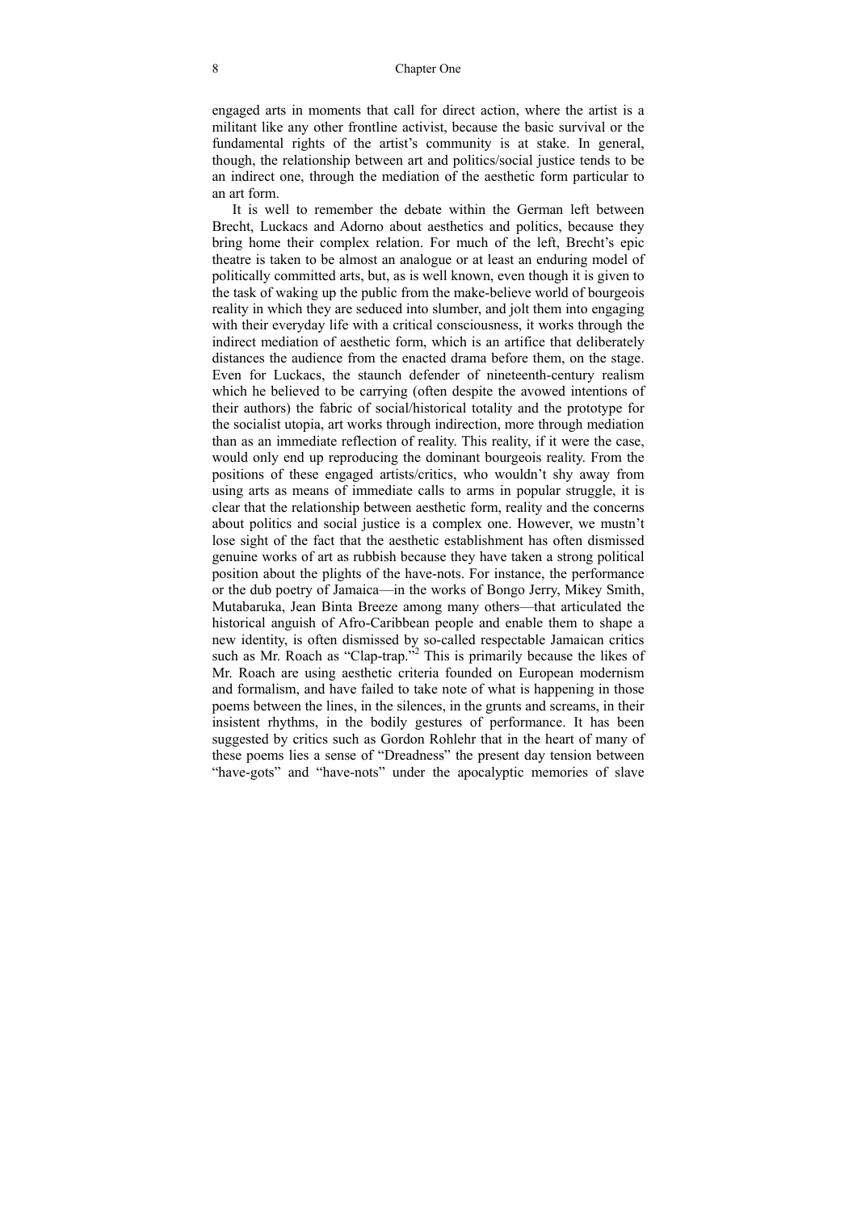engaged arts in moments that call for direct action, where the artist is a militant like any other frontline activist, because the basic survival or the fundamental rights of the artist's community is at stake. In general, though, the relationship between art and politics/social justice tends to be an indirect one, through the mediation of the aesthetic form particular to an art form.

It is well to remember the debate within the German left between Brecht, Luckacs and Adorno about aesthetics and politics, because they bring home their complex relation. For much of the left, Brecht's epic theatre is taken to be almost an analogue or at least an enduring model of politically committed arts, but, as is well known, even though it is given to the task of waking up the public from the make-believe world of bourgeois reality in which they are seduced into slumber, and jolt them into engaging with their everyday life with a critical consciousness, it works through the indirect mediation of aesthetic form, which is an artifice that deliberately distances the audience from the enacted drama before them, on the stage. Even for Luckacs, the staunch defender of nineteenth-century realism which he believed to be carrying (often despite the avowed intentions of their authors) the fabric of social/historical totality and the prototype for the socialist utopia, art works through indirection, more through mediation than as an immediate reflection of reality. This reality, if it were the case, would only end up reproducing the dominant bourgeois reality. From the positions of these engaged artists/critics, who wouldn't shy away from using arts as means of immediate calls to arms in popular struggle, it is clear that the relationship between aesthetic form, reality and the concerns about politics and social justice is a complex one. However, we mustn't lose sight of the fact that the aesthetic establishment has often dismissed genuine works of art as rubbish because they have taken a strong political position about the plights of the have-nots. For instance, the performance or the dub poetry of Jamaica—in the works of Bongo Jerry, Mikey Smith, Mutabaruka, Jean Binta Breeze among many others—that articulated the historical anguish of Afro-Caribbean people and enable them to shape a new identity, is often dismissed by so-called respectable Jamaican critics such as Mr. Roach as "Clap-trap."[2] This is primarily because the likes of Mr. Roach are using aesthetic criteria founded on European modernism and formalism, and have failed to take note of what is happening in those poems between the lines, in the silences, in the grunts and screams, in their insistent rhythms, in the bodily gestures of performance. It has been suggested by critics such as Gordon Rohlehr that in the heart of many of these poems lies a sense of "Dreadness" the present day tension between "have-gots" and "have-nots" under the apocalyptic memories of slave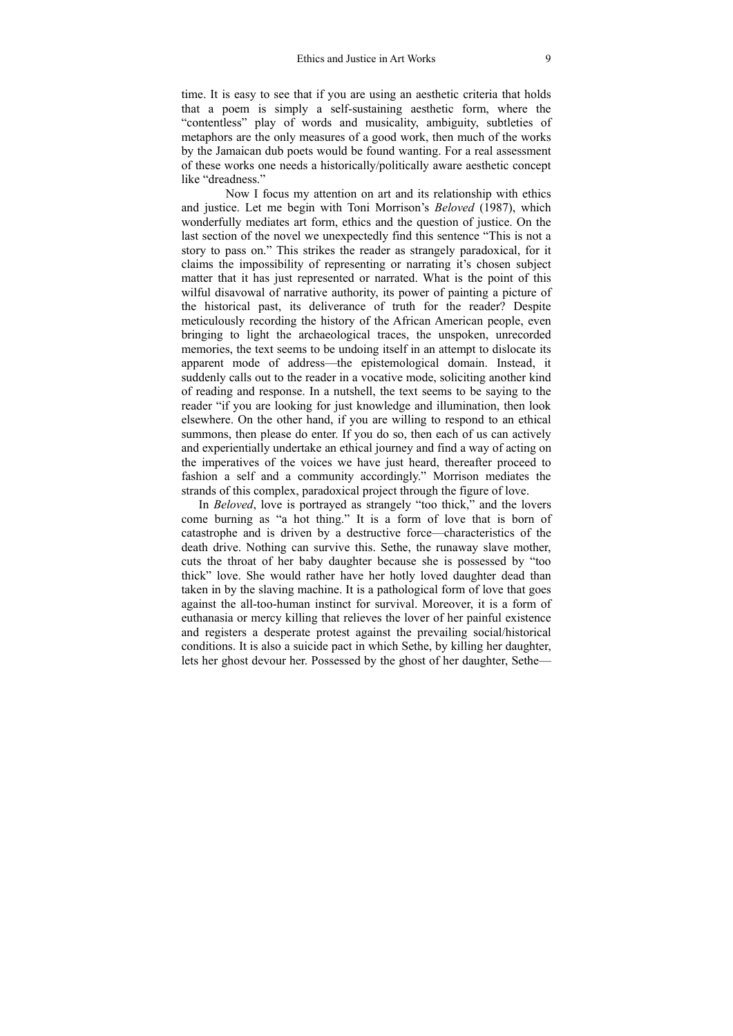time. It is easy to see that if you are using an aesthetic criteria that holds that a poem is simply a self-sustaining aesthetic form, where the "contentless" play of words and musicality, ambiguity, subtleties of metaphors are the only measures of a good work, then much of the works by the Jamaican dub poets would be found wanting. For a real assessment of these works one needs a historically/politically aware aesthetic concept like "dreadness."

Now I focus my attention on art and its relationship with ethics and justice. Let me begin with Toni Morrison's *Beloved* (1987), which wonderfully mediates art form, ethics and the question of justice. On the last section of the novel we unexpectedly find this sentence "This is not a story to pass on." This strikes the reader as strangely paradoxical, for it claims the impossibility of representing or narrating it's chosen subject matter that it has just represented or narrated. What is the point of this wilful disavowal of narrative authority, its power of painting a picture of the historical past, its deliverance of truth for the reader? Despite meticulously recording the history of the African American people, even bringing to light the archaeological traces, the unspoken, unrecorded memories, the text seems to be undoing itself in an attempt to dislocate its apparent mode of address—the epistemological domain. Instead, it suddenly calls out to the reader in a vocative mode, soliciting another kind of reading and response. In a nutshell, the text seems to be saying to the reader "if you are looking for just knowledge and illumination, then look elsewhere. On the other hand, if you are willing to respond to an ethical summons, then please do enter. If you do so, then each of us can actively and experientially undertake an ethical journey and find a way of acting on the imperatives of the voices we have just heard, thereafter proceed to fashion a self and a community accordingly." Morrison mediates the strands of this complex, paradoxical project through the figure of love.

In *Beloved*, love is portrayed as strangely "too thick," and the lovers come burning as "a hot thing." It is a form of love that is born of catastrophe and is driven by a destructive force—characteristics of the death drive. Nothing can survive this. Sethe, the runaway slave mother, cuts the throat of her baby daughter because she is possessed by "too thick" love. She would rather have her hotly loved daughter dead than taken in by the slaving machine. It is a pathological form of love that goes against the all-too-human instinct for survival. Moreover, it is a form of euthanasia or mercy killing that relieves the lover of her painful existence and registers a desperate protest against the prevailing social/historical conditions. It is also a suicide pact in which Sethe, by killing her daughter, lets her ghost devour her. Possessed by the ghost of her daughter, Sethe—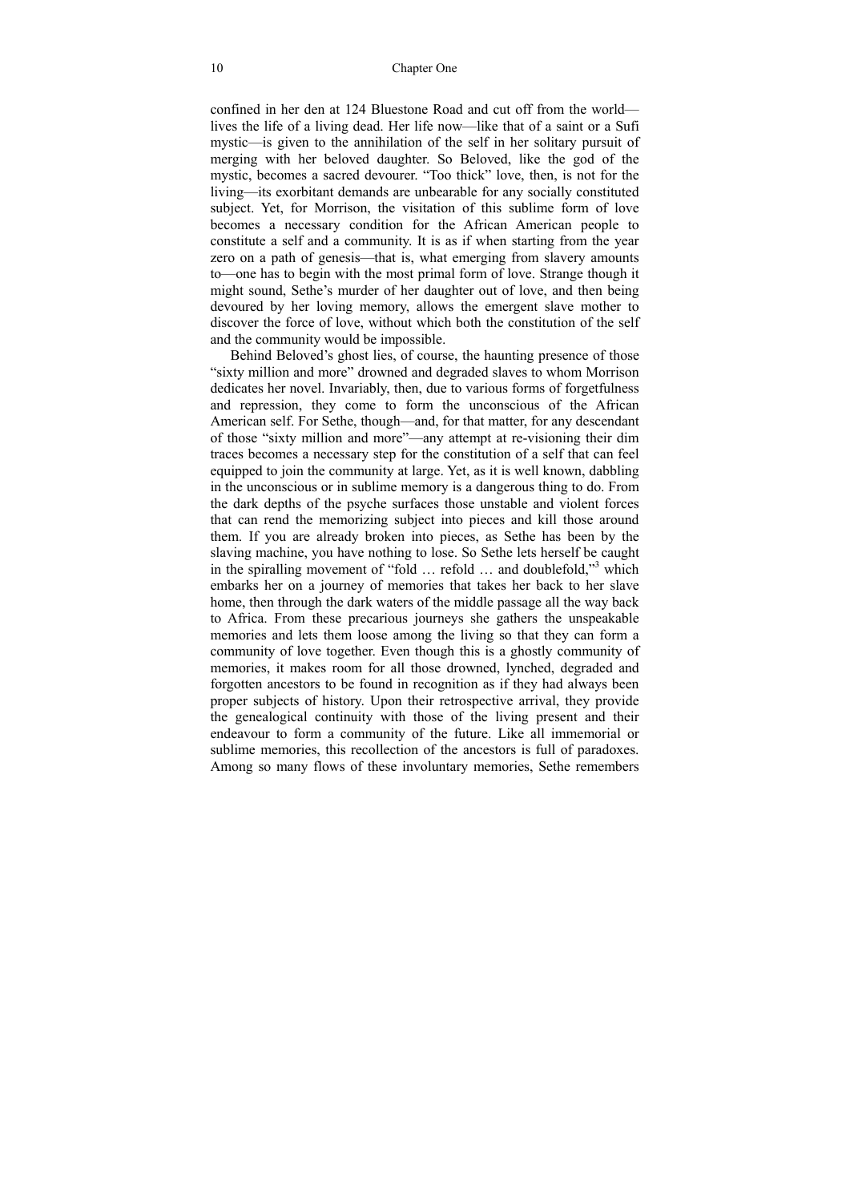confined in her den at 124 Bluestone Road and cut off from the world—lives the life of a living dead. Her life now—like that of a saint or a Sufi mystic—is given to the annihilation of the self in her solitary pursuit of merging with her beloved daughter. So Beloved, like the god of the mystic, becomes a sacred devourer. "Too thick" love, then, is not for the living—its exorbitant demands are unbearable for any socially constituted subject. Yet, for Morrison, the visitation of this sublime form of love becomes a necessary condition for the African American people to constitute a self and a community. It is as if when starting from the year zero on a path of genesis—that is, what emerging from slavery amounts to—one has to begin with the most primal form of love. Strange though it might sound, Sethe's murder of her daughter out of love, and then being devoured by her loving memory, allows the emergent slave mother to discover the force of love, without which both the constitution of the self and the community would be impossible.

Behind Beloved's ghost lies, of course, the haunting presence of those "sixty million and more" drowned and degraded slaves to whom Morrison dedicates her novel. Invariably, then, due to various forms of forgetfulness and repression, they come to form the unconscious of the African American self. For Sethe, though—and, for that matter, for any descendant of those "sixty million and more"—any attempt at re-visioning their dim traces becomes a necessary step for the constitution of a self that can feel equipped to join the community at large. Yet, as it is well known, dabbling in the unconscious or in sublime memory is a dangerous thing to do. From the dark depths of the psyche surfaces those unstable and violent forces that can rend the memorizing subject into pieces and kill those around them. If you are already broken into pieces, as Sethe has been by the slaving machine, you have nothing to lose. So Sethe lets herself be caught in the spiralling movement of "fold … refold … and doublefold,"[3] which embarks her on a journey of memories that takes her back to her slave home, then through the dark waters of the middle passage all the way back to Africa. From these precarious journeys she gathers the unspeakable memories and lets them loose among the living so that they can form a community of love together. Even though this is a ghostly community of memories, it makes room for all those drowned, lynched, degraded and forgotten ancestors to be found in recognition as if they had always been proper subjects of history. Upon their retrospective arrival, they provide the genealogical continuity with those of the living present and their endeavour to form a community of the future. Like all immemorial or sublime memories, this recollection of the ancestors is full of paradoxes. Among so many flows of these involuntary memories, Sethe remembers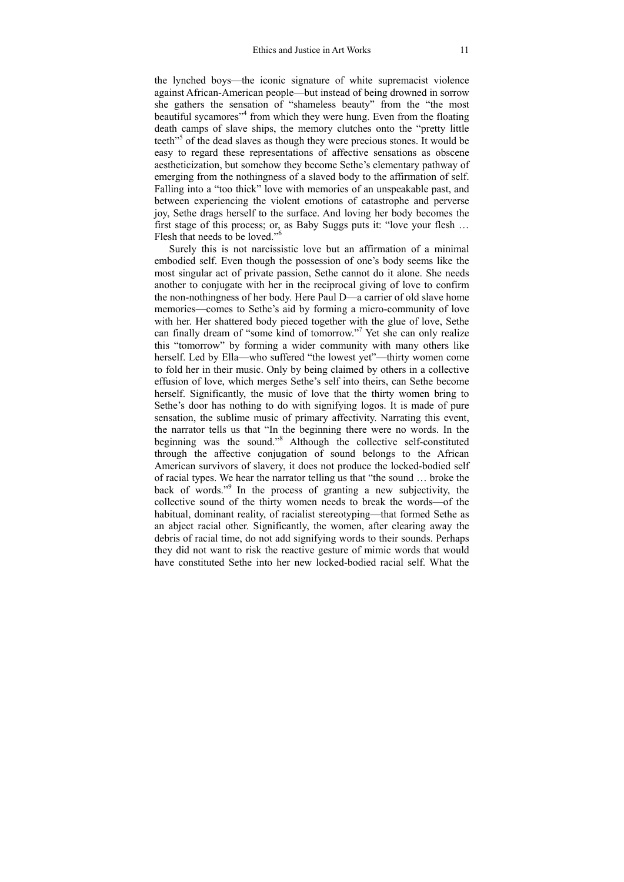the lynched boys—the iconic signature of white supremacist violence against African-American people—but instead of being drowned in sorrow she gathers the sensation of "shameless beauty" from the "the most beautiful sycamores"[4] from which they were hung. Even from the floating death camps of slave ships, the memory clutches onto the "pretty little teeth"[5] of the dead slaves as though they were precious stones. It would be easy to regard these representations of affective sensations as obscene aestheticization, but somehow they become Sethe's elementary pathway of emerging from the nothingness of a slaved body to the affirmation of self. Falling into a "too thick" love with memories of an unspeakable past, and between experiencing the violent emotions of catastrophe and perverse joy, Sethe drags herself to the surface. And loving her body becomes the first stage of this process; or, as Baby Suggs puts it: "love your flesh … Flesh that needs to be loved."[6]

Surely this is not narcissistic love but an affirmation of a minimal embodied self. Even though the possession of one's body seems like the most singular act of private passion, Sethe cannot do it alone. She needs another to conjugate with her in the reciprocal giving of love to confirm the non-nothingness of her body. Here Paul D—a carrier of old slave home memories—comes to Sethe's aid by forming a micro-community of love with her. Her shattered body pieced together with the glue of love, Sethe can finally dream of "some kind of tomorrow."[7] Yet she can only realize this "tomorrow" by forming a wider community with many others like herself. Led by Ella—who suffered "the lowest yet"—thirty women come to fold her in their music. Only by being claimed by others in a collective effusion of love, which merges Sethe's self into theirs, can Sethe become herself. Significantly, the music of love that the thirty women bring to Sethe's door has nothing to do with signifying logos. It is made of pure sensation, the sublime music of primary affectivity. Narrating this event, the narrator tells us that "In the beginning there were no words. In the beginning was the sound."[8] Although the collective self-constituted through the affective conjugation of sound belongs to the African American survivors of slavery, it does not produce the locked-bodied self of racial types. We hear the narrator telling us that "the sound … broke the back of words."[9] In the process of granting a new subjectivity, the collective sound of the thirty women needs to break the words—of the habitual, dominant reality, of racialist stereotyping—that formed Sethe as an abject racial other. Significantly, the women, after clearing away the debris of racial time, do not add signifying words to their sounds. Perhaps they did not want to risk the reactive gesture of mimic words that would have constituted Sethe into her new locked-bodied racial self. What the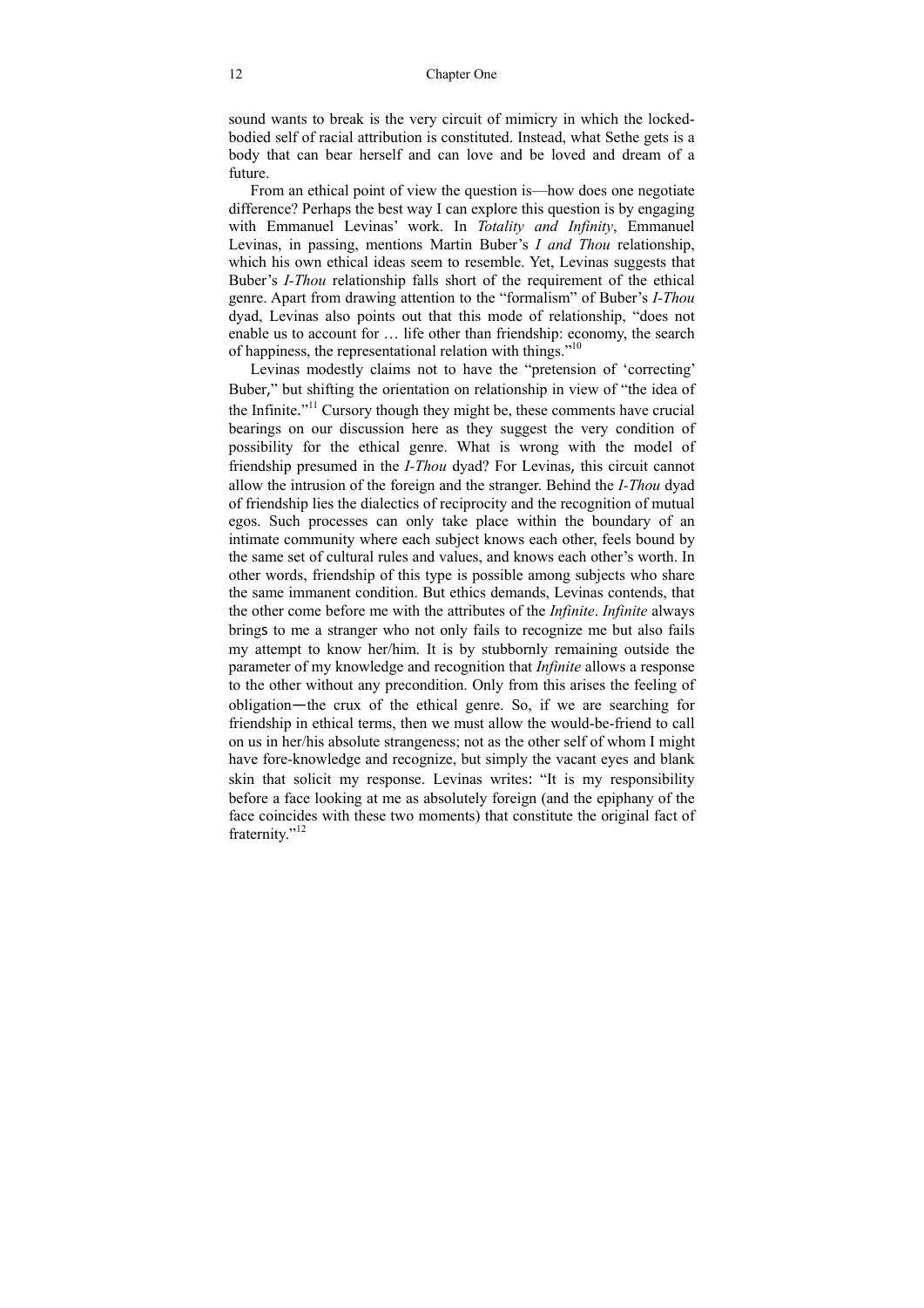sound wants to break is the very circuit of mimicry in which the locked-bodied self of racial attribution is constituted. Instead, what Sethe gets is a body that can bear herself and can love and be loved and dream of a future.

From an ethical point of view the question is—how does one negotiate difference? Perhaps the best way I can explore this question is by engaging with Emmanuel Levinas' work. In *Totality and Infinity*, Emmanuel Levinas, in passing, mentions Martin Buber's *I and Thou* relationship, which his own ethical ideas seem to resemble. Yet, Levinas suggests that Buber's *I-Thou* relationship falls short of the requirement of the ethical genre. Apart from drawing attention to the "formalism" of Buber's *I-Thou* dyad, Levinas also points out that this mode of relationship, "does not enable us to account for … life other than friendship: economy, the search of happiness, the representational relation with things."[10]

Levinas modestly claims not to have the "pretension of 'correcting' Buber," but shifting the orientation on relationship in view of "the idea of the Infinite."[11] Cursory though they might be, these comments have crucial bearings on our discussion here as they suggest the very condition of possibility for the ethical genre. What is wrong with the model of friendship presumed in the *I-Thou* dyad? For Levinas, this circuit cannot allow the intrusion of the foreign and the stranger. Behind the *I-Thou* dyad of friendship lies the dialectics of reciprocity and the recognition of mutual egos. Such processes can only take place within the boundary of an intimate community where each subject knows each other, feels bound by the same set of cultural rules and values, and knows each other's worth. In other words, friendship of this type is possible among subjects who share the same immanent condition. But ethics demands, Levinas contends, that the other come before me with the attributes of the *Infinite*. *Infinite* always brings to me a stranger who not only fails to recognize me but also fails my attempt to know her/him. It is by stubbornly remaining outside the parameter of my knowledge and recognition that *Infinite* allows a response to the other without any precondition. Only from this arises the feeling of obligation—the crux of the ethical genre. So, if we are searching for friendship in ethical terms, then we must allow the would-be-friend to call on us in her/his absolute strangeness; not as the other self of whom I might have fore-knowledge and recognize, but simply the vacant eyes and blank skin that solicit my response. Levinas writes: "It is my responsibility before a face looking at me as absolutely foreign (and the epiphany of the face coincides with these two moments) that constitute the original fact of fraternity."[12]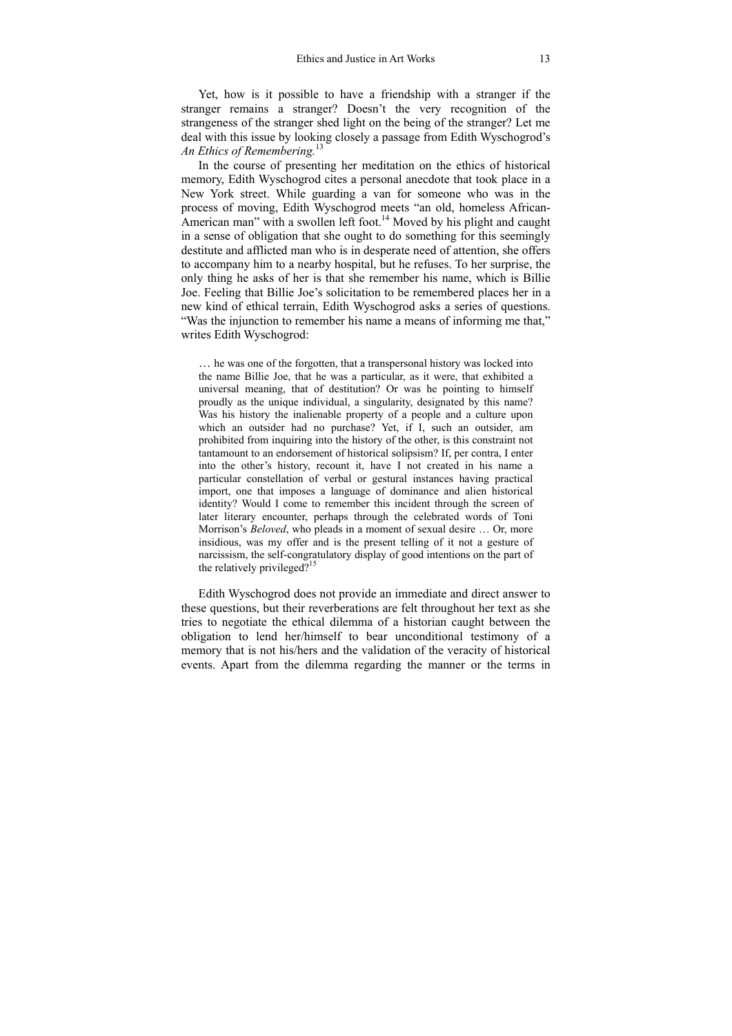Yet, how is it possible to have a friendship with a stranger if the stranger remains a stranger? Doesn't the very recognition of the strangeness of the stranger shed light on the being of the stranger? Let me deal with this issue by looking closely a passage from Edith Wyschogrod's *An Ethics of Remembering.*[13]

In the course of presenting her meditation on the ethics of historical memory, Edith Wyschogrod cites a personal anecdote that took place in a New York street. While guarding a van for someone who was in the process of moving, Edith Wyschogrod meets "an old, homeless African-American man" with a swollen left foot.[14] Moved by his plight and caught in a sense of obligation that she ought to do something for this seemingly destitute and afflicted man who is in desperate need of attention, she offers to accompany him to a nearby hospital, but he refuses. To her surprise, the only thing he asks of her is that she remember his name, which is Billie Joe. Feeling that Billie Joe's solicitation to be remembered places her in a new kind of ethical terrain, Edith Wyschogrod asks a series of questions. "Was the injunction to remember his name a means of informing me that," writes Edith Wyschogrod:

> … he was one of the forgotten, that a transpersonal history was locked into the name Billie Joe, that he was a particular, as it were, that exhibited a universal meaning, that of destitution? Or was he pointing to himself proudly as the unique individual, a singularity, designated by this name? Was his history the inalienable property of a people and a culture upon which an outsider had no purchase? Yet, if I, such an outsider, am prohibited from inquiring into the history of the other, is this constraint not tantamount to an endorsement of historical solipsism? If, per contra, I enter into the other's history, recount it, have I not created in his name a particular constellation of verbal or gestural instances having practical import, one that imposes a language of dominance and alien historical identity? Would I come to remember this incident through the screen of later literary encounter, perhaps through the celebrated words of Toni Morrison's *Beloved*, who pleads in a moment of sexual desire … Or, more insidious, was my offer and is the present telling of it not a gesture of narcissism, the self-congratulatory display of good intentions on the part of the relatively privileged?[15]

Edith Wyschogrod does not provide an immediate and direct answer to these questions, but their reverberations are felt throughout her text as she tries to negotiate the ethical dilemma of a historian caught between the obligation to lend her/himself to bear unconditional testimony of a memory that is not his/hers and the validation of the veracity of historical events. Apart from the dilemma regarding the manner or the terms in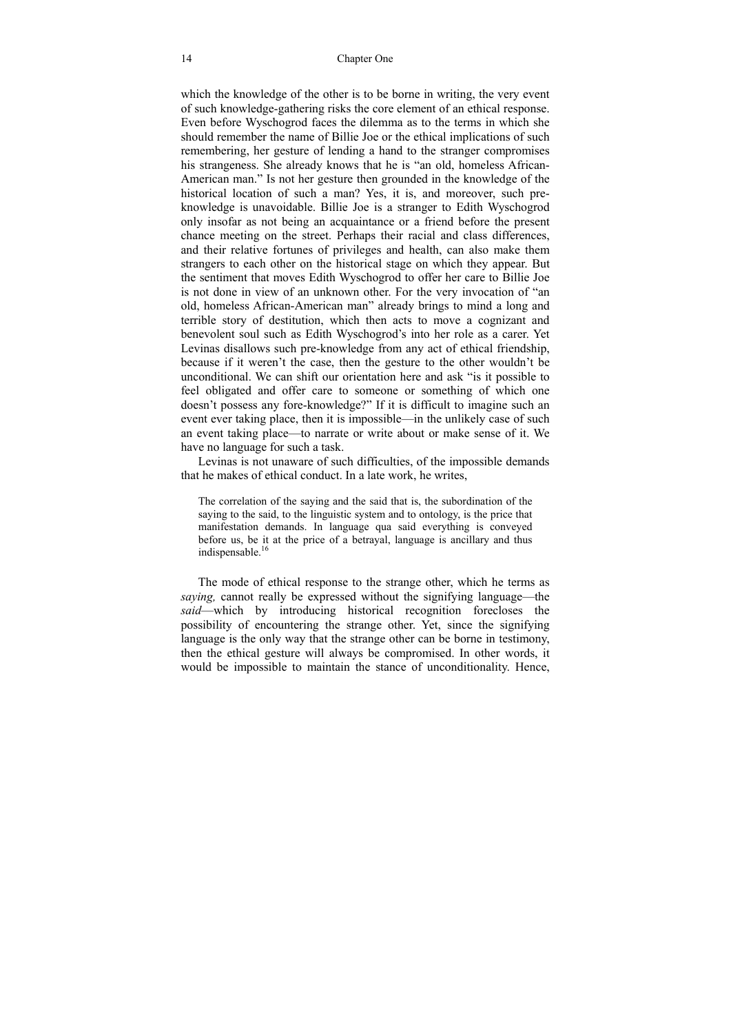which the knowledge of the other is to be borne in writing, the very event of such knowledge-gathering risks the core element of an ethical response. Even before Wyschogrod faces the dilemma as to the terms in which she should remember the name of Billie Joe or the ethical implications of such remembering, her gesture of lending a hand to the stranger compromises his strangeness. She already knows that he is "an old, homeless African-American man." Is not her gesture then grounded in the knowledge of the historical location of such a man? Yes, it is, and moreover, such pre-knowledge is unavoidable. Billie Joe is a stranger to Edith Wyschogrod only insofar as not being an acquaintance or a friend before the present chance meeting on the street. Perhaps their racial and class differences, and their relative fortunes of privileges and health, can also make them strangers to each other on the historical stage on which they appear. But the sentiment that moves Edith Wyschogrod to offer her care to Billie Joe is not done in view of an unknown other. For the very invocation of "an old, homeless African-American man" already brings to mind a long and terrible story of destitution, which then acts to move a cognizant and benevolent soul such as Edith Wyschogrod's into her role as a carer. Yet Levinas disallows such pre-knowledge from any act of ethical friendship, because if it weren't the case, then the gesture to the other wouldn't be unconditional. We can shift our orientation here and ask "is it possible to feel obligated and offer care to someone or something of which one doesn't possess any fore-knowledge?" If it is difficult to imagine such an event ever taking place, then it is impossible—in the unlikely case of such an event taking place—to narrate or write about or make sense of it. We have no language for such a task.

Levinas is not unaware of such difficulties, of the impossible demands that he makes of ethical conduct. In a late work, he writes,

> The correlation of the saying and the said that is, the subordination of the saying to the said, to the linguistic system and to ontology, is the price that manifestation demands. In language qua said everything is conveyed before us, be it at the price of a betrayal, language is ancillary and thus indispensable.[16]

The mode of ethical response to the strange other, which he terms as *saying,* cannot really be expressed without the signifying language—the *said*—which by introducing historical recognition forecloses the possibility of encountering the strange other. Yet, since the signifying language is the only way that the strange other can be borne in testimony, then the ethical gesture will always be compromised. In other words, it would be impossible to maintain the stance of unconditionality. Hence,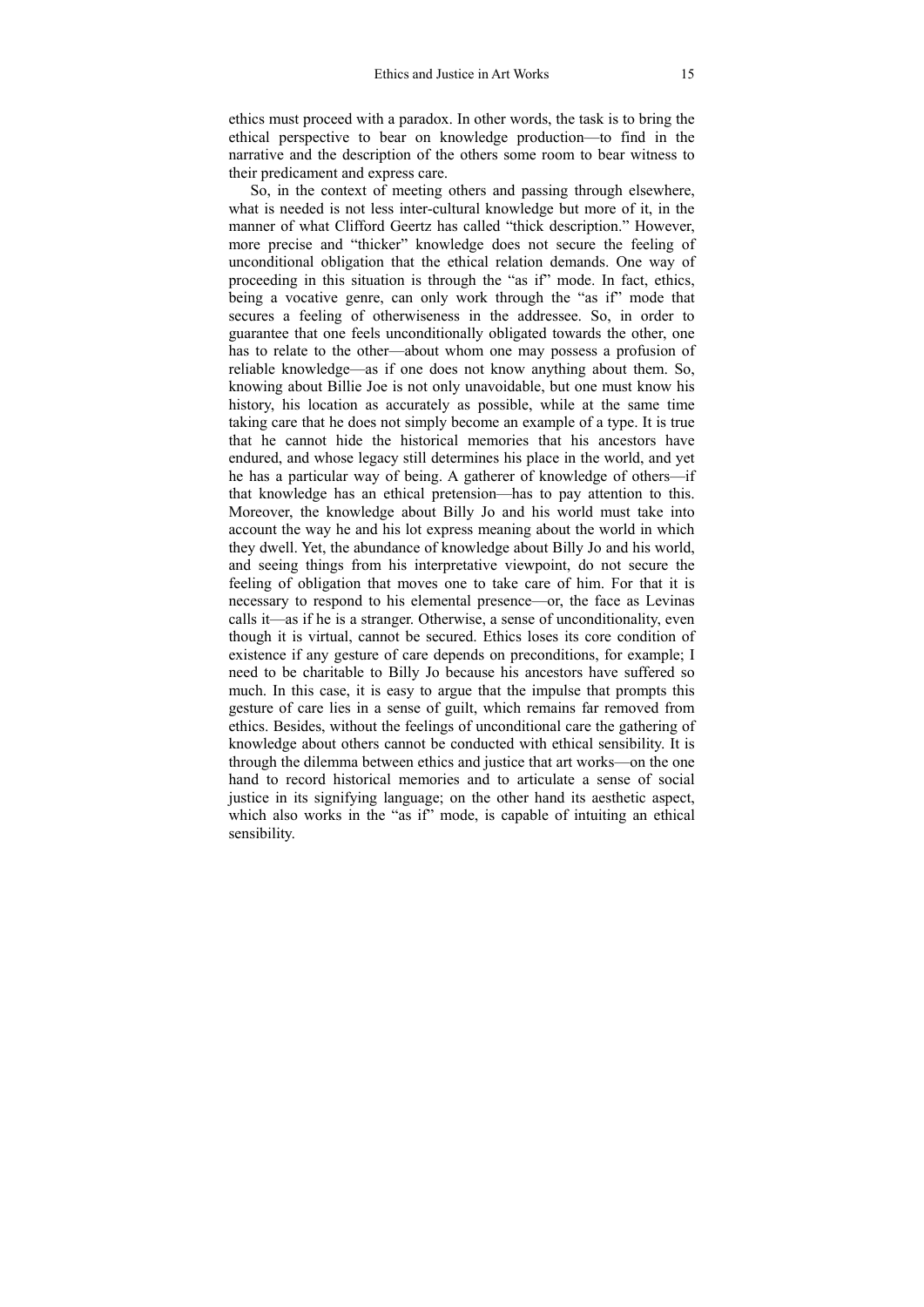ethics must proceed with a paradox. In other words, the task is to bring the ethical perspective to bear on knowledge production—to find in the narrative and the description of the others some room to bear witness to their predicament and express care.

So, in the context of meeting others and passing through elsewhere, what is needed is not less inter-cultural knowledge but more of it, in the manner of what Clifford Geertz has called "thick description." However, more precise and "thicker" knowledge does not secure the feeling of unconditional obligation that the ethical relation demands. One way of proceeding in this situation is through the "as if" mode. In fact, ethics, being a vocative genre, can only work through the "as if" mode that secures a feeling of otherwiseness in the addressee. So, in order to guarantee that one feels unconditionally obligated towards the other, one has to relate to the other—about whom one may possess a profusion of reliable knowledge—as if one does not know anything about them. So, knowing about Billie Joe is not only unavoidable, but one must know his history, his location as accurately as possible, while at the same time taking care that he does not simply become an example of a type. It is true that he cannot hide the historical memories that his ancestors have endured, and whose legacy still determines his place in the world, and yet he has a particular way of being. A gatherer of knowledge of others—if that knowledge has an ethical pretension—has to pay attention to this. Moreover, the knowledge about Billy Jo and his world must take into account the way he and his lot express meaning about the world in which they dwell. Yet, the abundance of knowledge about Billy Jo and his world, and seeing things from his interpretative viewpoint, do not secure the feeling of obligation that moves one to take care of him. For that it is necessary to respond to his elemental presence—or, the face as Levinas calls it—as if he is a stranger. Otherwise, a sense of unconditionality, even though it is virtual, cannot be secured. Ethics loses its core condition of existence if any gesture of care depends on preconditions, for example; I need to be charitable to Billy Jo because his ancestors have suffered so much. In this case, it is easy to argue that the impulse that prompts this gesture of care lies in a sense of guilt, which remains far removed from ethics. Besides, without the feelings of unconditional care the gathering of knowledge about others cannot be conducted with ethical sensibility. It is through the dilemma between ethics and justice that art works—on the one hand to record historical memories and to articulate a sense of social justice in its signifying language; on the other hand its aesthetic aspect, which also works in the "as if" mode, is capable of intuiting an ethical sensibility.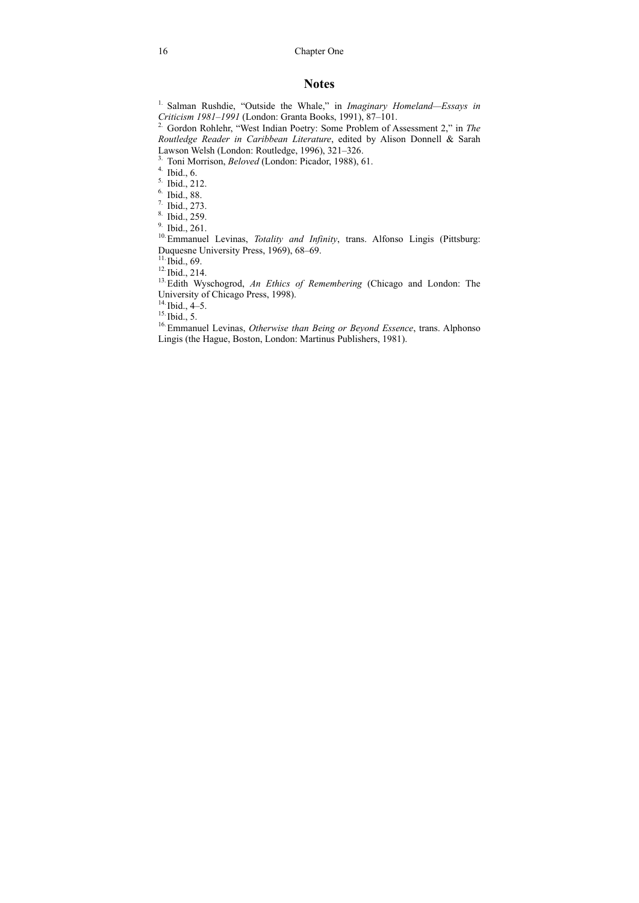## Notes

[1] Salman Rushdie, "Outside the Whale," in *Imaginary Homeland—Essays in Criticism 1981–1991* (London: Granta Books, 1991), 87–101.
[2] Gordon Rohlehr, "West Indian Poetry: Some Problem of Assessment 2," in *The Routledge Reader in Caribbean Literature*, edited by Alison Donnell & Sarah Lawson Welsh (London: Routledge, 1996), 321–326.
[3] Toni Morrison, *Beloved* (London: Picador, 1988), 61.
[4] Ibid., 6.
[5] Ibid., 212.
[6] Ibid., 88.
[7] Ibid., 273.
[8] Ibid., 259.
[9] Ibid., 261.
[10] Emmanuel Levinas, *Totality and Infinity*, trans. Alfonso Lingis (Pittsburg: Duquesne University Press, 1969), 68–69.
[11] Ibid., 69.
[12] Ibid., 214.
[13] Edith Wyschogrod, *An Ethics of Remembering* (Chicago and London: The University of Chicago Press, 1998).
[14] Ibid., 4–5.
[15] Ibid., 5.
[16] Emmanuel Levinas, *Otherwise than Being or Beyond Essence*, trans. Alphonso Lingis (the Hague, Boston, London: Martinus Publishers, 1981).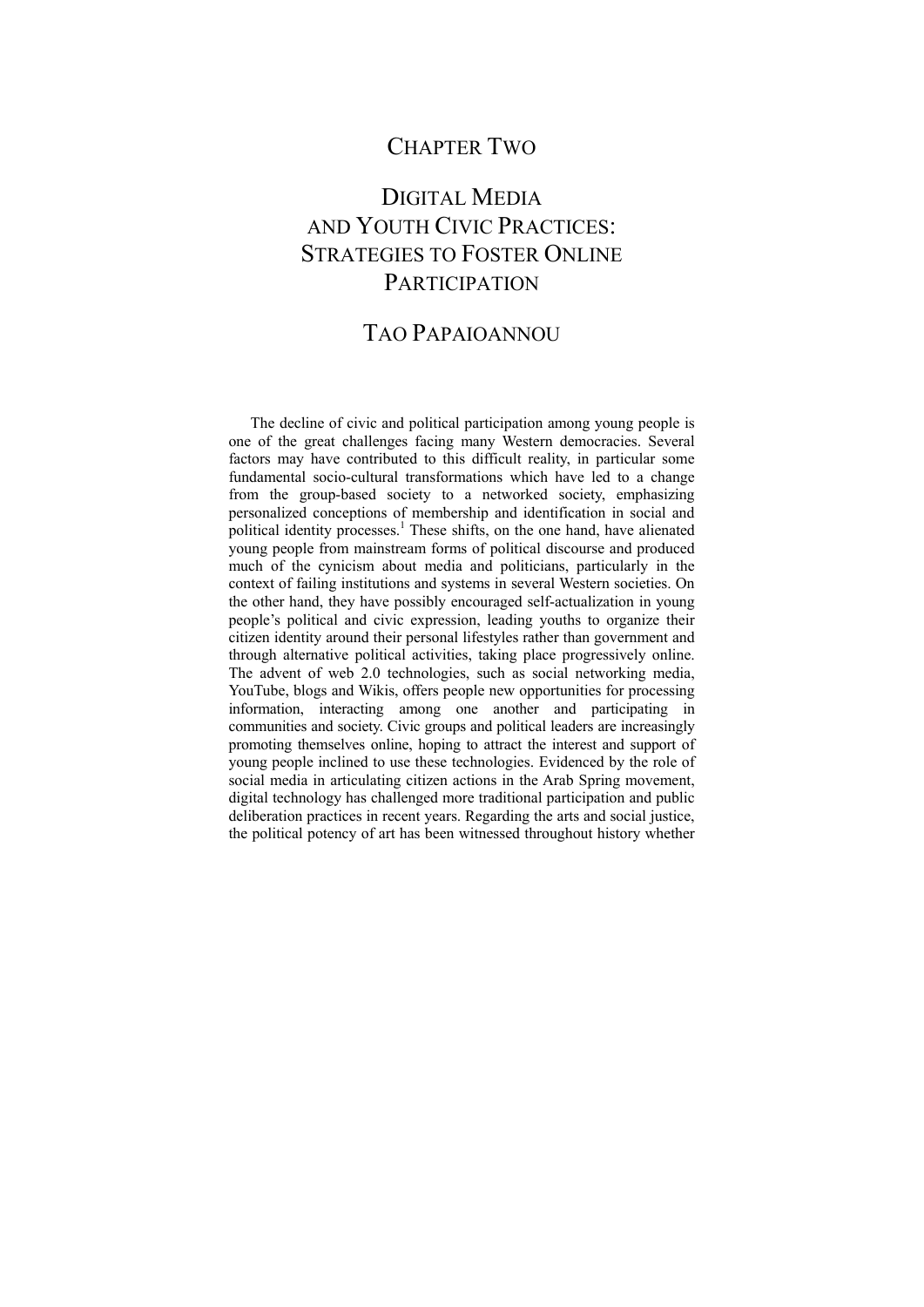# CHAPTER TWO

## DIGITAL MEDIA AND YOUTH CIVIC PRACTICES: STRATEGIES TO FOSTER ONLINE PARTICIPATION

### TAO PAPAIOANNOU

The decline of civic and political participation among young people is one of the great challenges facing many Western democracies. Several factors may have contributed to this difficult reality, in particular some fundamental socio-cultural transformations which have led to a change from the group-based society to a networked society, emphasizing personalized conceptions of membership and identification in social and political identity processes.[1] These shifts, on the one hand, have alienated young people from mainstream forms of political discourse and produced much of the cynicism about media and politicians, particularly in the context of failing institutions and systems in several Western societies. On the other hand, they have possibly encouraged self-actualization in young people's political and civic expression, leading youths to organize their citizen identity around their personal lifestyles rather than government and through alternative political activities, taking place progressively online. The advent of web 2.0 technologies, such as social networking media, YouTube, blogs and Wikis, offers people new opportunities for processing information, interacting among one another and participating in communities and society. Civic groups and political leaders are increasingly promoting themselves online, hoping to attract the interest and support of young people inclined to use these technologies. Evidenced by the role of social media in articulating citizen actions in the Arab Spring movement, digital technology has challenged more traditional participation and public deliberation practices in recent years. Regarding the arts and social justice, the political potency of art has been witnessed throughout history whether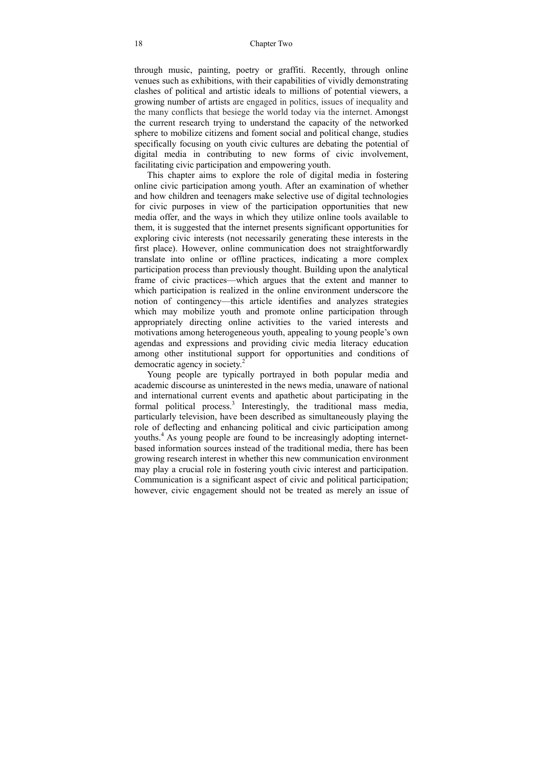through music, painting, poetry or graffiti. Recently, through online venues such as exhibitions, with their capabilities of vividly demonstrating clashes of political and artistic ideals to millions of potential viewers, a growing number of artists are engaged in politics, issues of inequality and the many conflicts that besiege the world today via the internet. Amongst the current research trying to understand the capacity of the networked sphere to mobilize citizens and foment social and political change, studies specifically focusing on youth civic cultures are debating the potential of digital media in contributing to new forms of civic involvement, facilitating civic participation and empowering youth.

This chapter aims to explore the role of digital media in fostering online civic participation among youth. After an examination of whether and how children and teenagers make selective use of digital technologies for civic purposes in view of the participation opportunities that new media offer, and the ways in which they utilize online tools available to them, it is suggested that the internet presents significant opportunities for exploring civic interests (not necessarily generating these interests in the first place). However, online communication does not straightforwardly translate into online or offline practices, indicating a more complex participation process than previously thought. Building upon the analytical frame of civic practices—which argues that the extent and manner to which participation is realized in the online environment underscore the notion of contingency—this article identifies and analyzes strategies which may mobilize youth and promote online participation through appropriately directing online activities to the varied interests and motivations among heterogeneous youth, appealing to young people's own agendas and expressions and providing civic media literacy education among other institutional support for opportunities and conditions of democratic agency in society.[2]

Young people are typically portrayed in both popular media and academic discourse as uninterested in the news media, unaware of national and international current events and apathetic about participating in the formal political process.[3] Interestingly, the traditional mass media, particularly television, have been described as simultaneously playing the role of deflecting and enhancing political and civic participation among youths.[4] As young people are found to be increasingly adopting internet-based information sources instead of the traditional media, there has been growing research interest in whether this new communication environment may play a crucial role in fostering youth civic interest and participation. Communication is a significant aspect of civic and political participation; however, civic engagement should not be treated as merely an issue of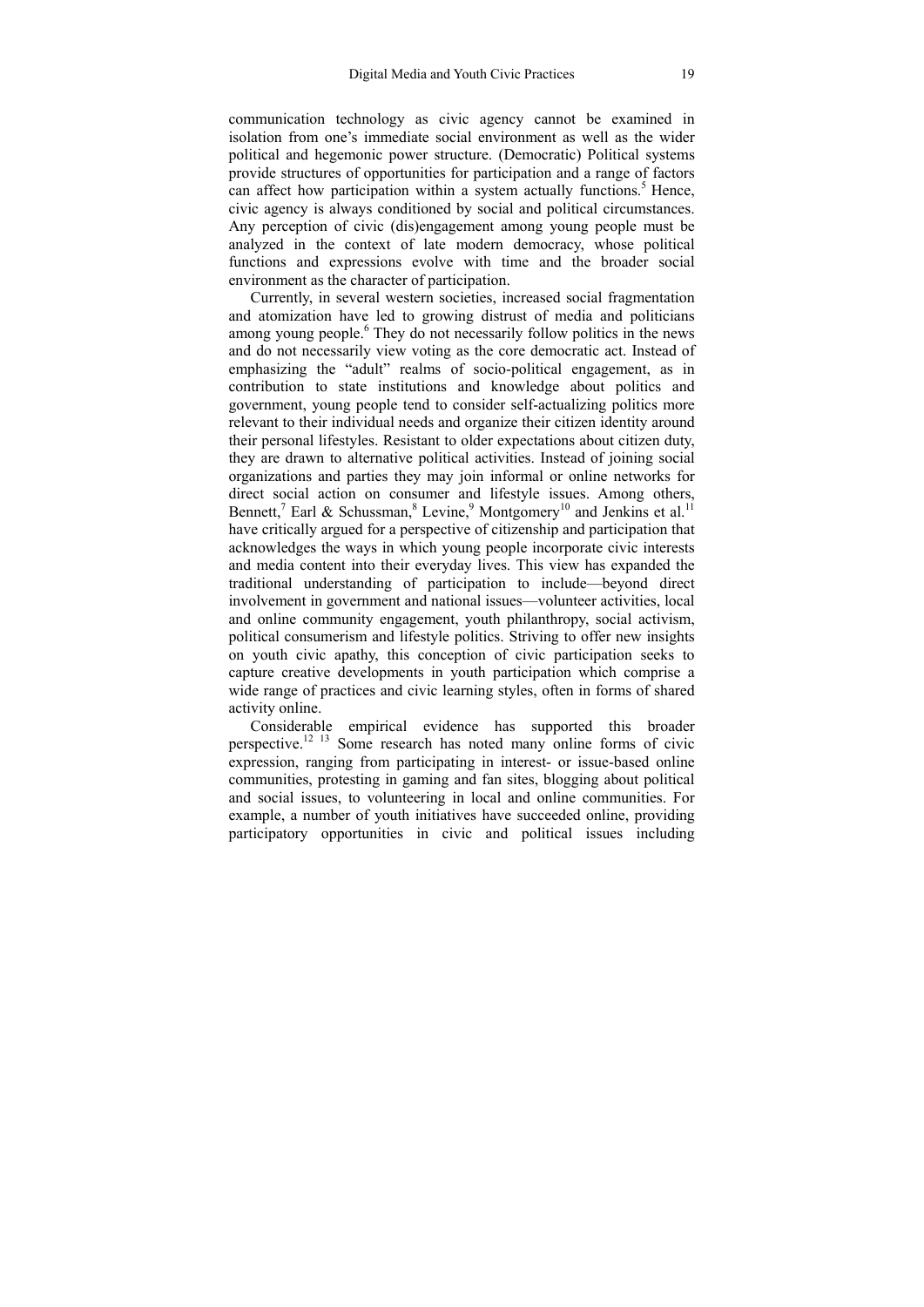communication technology as civic agency cannot be examined in isolation from one's immediate social environment as well as the wider political and hegemonic power structure. (Democratic) Political systems provide structures of opportunities for participation and a range of factors can affect how participation within a system actually functions.[5] Hence, civic agency is always conditioned by social and political circumstances. Any perception of civic (dis)engagement among young people must be analyzed in the context of late modern democracy, whose political functions and expressions evolve with time and the broader social environment as the character of participation.

Currently, in several western societies, increased social fragmentation and atomization have led to growing distrust of media and politicians among young people.[6] They do not necessarily follow politics in the news and do not necessarily view voting as the core democratic act. Instead of emphasizing the "adult" realms of socio-political engagement, as in contribution to state institutions and knowledge about politics and government, young people tend to consider self-actualizing politics more relevant to their individual needs and organize their citizen identity around their personal lifestyles. Resistant to older expectations about citizen duty, they are drawn to alternative political activities. Instead of joining social organizations and parties they may join informal or online networks for direct social action on consumer and lifestyle issues. Among others, Bennett,[7] Earl & Schussman,[8] Levine,[9] Montgomery[10] and Jenkins et al.[11] have critically argued for a perspective of citizenship and participation that acknowledges the ways in which young people incorporate civic interests and media content into their everyday lives. This view has expanded the traditional understanding of participation to include—beyond direct involvement in government and national issues—volunteer activities, local and online community engagement, youth philanthropy, social activism, political consumerism and lifestyle politics. Striving to offer new insights on youth civic apathy, this conception of civic participation seeks to capture creative developments in youth participation which comprise a wide range of practices and civic learning styles, often in forms of shared activity online.

Considerable empirical evidence has supported this broader perspective.[12] [13] Some research has noted many online forms of civic expression, ranging from participating in interest- or issue-based online communities, protesting in gaming and fan sites, blogging about political and social issues, to volunteering in local and online communities. For example, a number of youth initiatives have succeeded online, providing participatory opportunities in civic and political issues including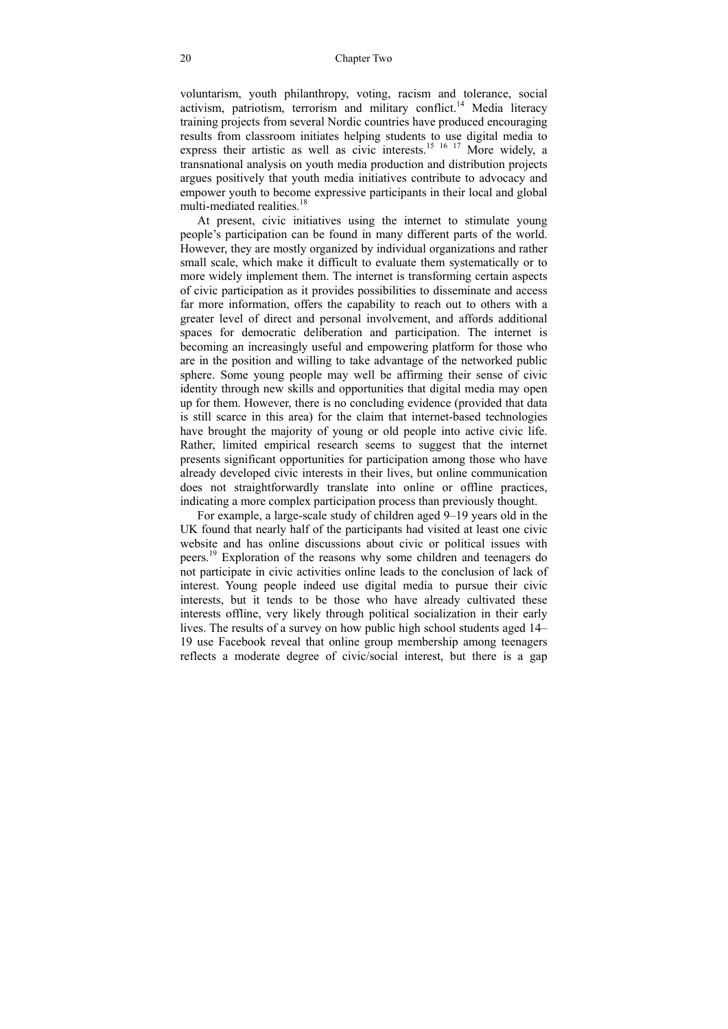voluntarism, youth philanthropy, voting, racism and tolerance, social activism, patriotism, terrorism and military conflict.[14] Media literacy training projects from several Nordic countries have produced encouraging results from classroom initiates helping students to use digital media to express their artistic as well as civic interests.[15] [16] [17] More widely, a transnational analysis on youth media production and distribution projects argues positively that youth media initiatives contribute to advocacy and empower youth to become expressive participants in their local and global multi-mediated realities.[18]

At present, civic initiatives using the internet to stimulate young people's participation can be found in many different parts of the world. However, they are mostly organized by individual organizations and rather small scale, which make it difficult to evaluate them systematically or to more widely implement them. The internet is transforming certain aspects of civic participation as it provides possibilities to disseminate and access far more information, offers the capability to reach out to others with a greater level of direct and personal involvement, and affords additional spaces for democratic deliberation and participation. The internet is becoming an increasingly useful and empowering platform for those who are in the position and willing to take advantage of the networked public sphere. Some young people may well be affirming their sense of civic identity through new skills and opportunities that digital media may open up for them. However, there is no concluding evidence (provided that data is still scarce in this area) for the claim that internet-based technologies have brought the majority of young or old people into active civic life. Rather, limited empirical research seems to suggest that the internet presents significant opportunities for participation among those who have already developed civic interests in their lives, but online communication does not straightforwardly translate into online or offline practices, indicating a more complex participation process than previously thought.

For example, a large-scale study of children aged 9–19 years old in the UK found that nearly half of the participants had visited at least one civic website and has online discussions about civic or political issues with peers.[19] Exploration of the reasons why some children and teenagers do not participate in civic activities online leads to the conclusion of lack of interest. Young people indeed use digital media to pursue their civic interests, but it tends to be those who have already cultivated these interests offline, very likely through political socialization in their early lives. The results of a survey on how public high school students aged 14–19 use Facebook reveal that online group membership among teenagers reflects a moderate degree of civic/social interest, but there is a gap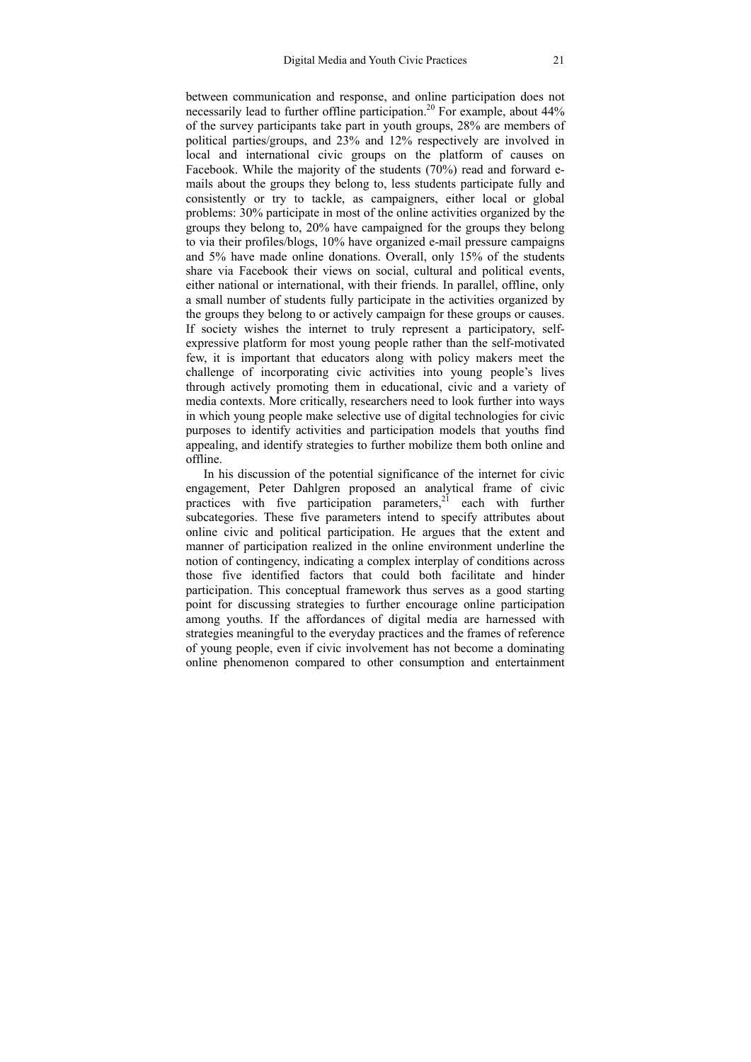between communication and response, and online participation does not necessarily lead to further offline participation.[20] For example, about 44% of the survey participants take part in youth groups, 28% are members of political parties/groups, and 23% and 12% respectively are involved in local and international civic groups on the platform of causes on Facebook. While the majority of the students (70%) read and forward e-mails about the groups they belong to, less students participate fully and consistently or try to tackle, as campaigners, either local or global problems: 30% participate in most of the online activities organized by the groups they belong to, 20% have campaigned for the groups they belong to via their profiles/blogs, 10% have organized e-mail pressure campaigns and 5% have made online donations. Overall, only 15% of the students share via Facebook their views on social, cultural and political events, either national or international, with their friends. In parallel, offline, only a small number of students fully participate in the activities organized by the groups they belong to or actively campaign for these groups or causes. If society wishes the internet to truly represent a participatory, self-expressive platform for most young people rather than the self-motivated few, it is important that educators along with policy makers meet the challenge of incorporating civic activities into young people's lives through actively promoting them in educational, civic and a variety of media contexts. More critically, researchers need to look further into ways in which young people make selective use of digital technologies for civic purposes to identify activities and participation models that youths find appealing, and identify strategies to further mobilize them both online and offline.

In his discussion of the potential significance of the internet for civic engagement, Peter Dahlgren proposed an analytical frame of civic practices with five participation parameters,[21] each with further subcategories. These five parameters intend to specify attributes about online civic and political participation. He argues that the extent and manner of participation realized in the online environment underline the notion of contingency, indicating a complex interplay of conditions across those five identified factors that could both facilitate and hinder participation. This conceptual framework thus serves as a good starting point for discussing strategies to further encourage online participation among youths. If the affordances of digital media are harnessed with strategies meaningful to the everyday practices and the frames of reference of young people, even if civic involvement has not become a dominating online phenomenon compared to other consumption and entertainment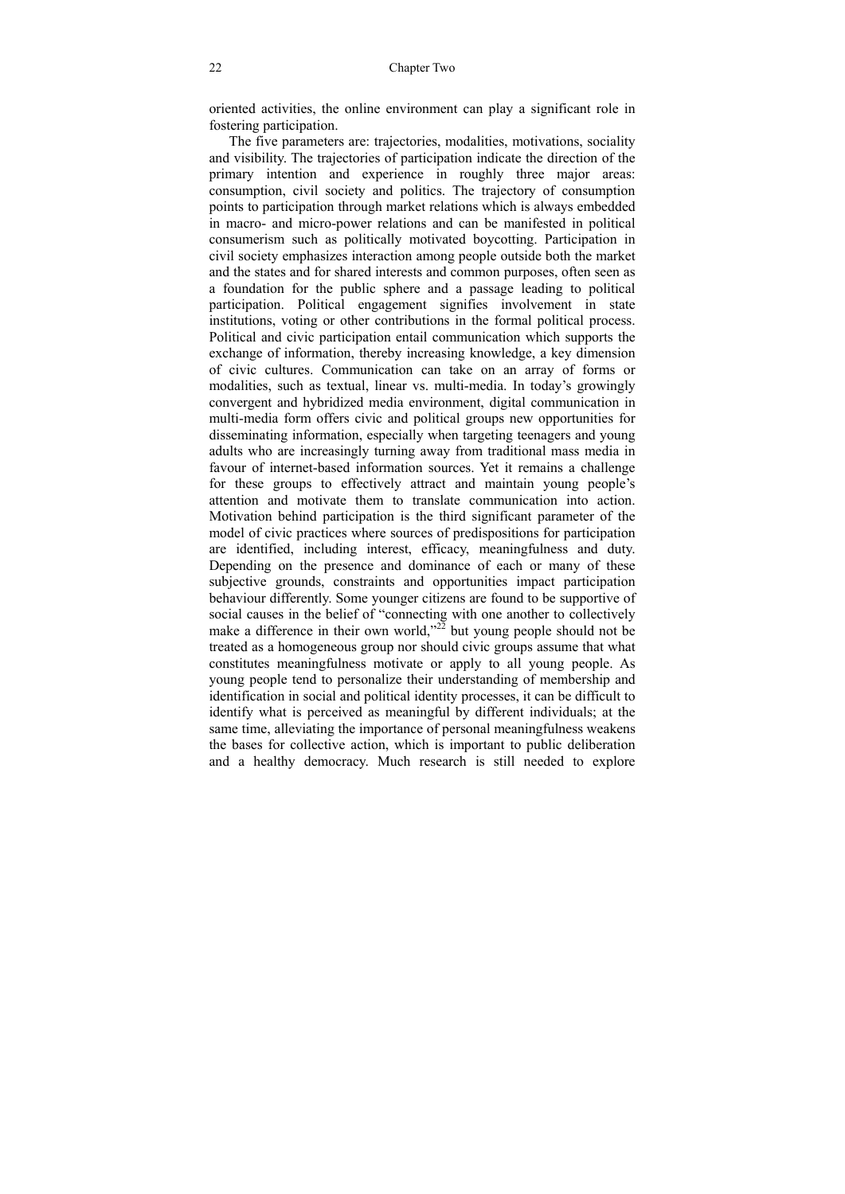oriented activities, the online environment can play a significant role in fostering participation.

The five parameters are: trajectories, modalities, motivations, sociality and visibility. The trajectories of participation indicate the direction of the primary intention and experience in roughly three major areas: consumption, civil society and politics. The trajectory of consumption points to participation through market relations which is always embedded in macro- and micro-power relations and can be manifested in political consumerism such as politically motivated boycotting. Participation in civil society emphasizes interaction among people outside both the market and the states and for shared interests and common purposes, often seen as a foundation for the public sphere and a passage leading to political participation. Political engagement signifies involvement in state institutions, voting or other contributions in the formal political process. Political and civic participation entail communication which supports the exchange of information, thereby increasing knowledge, a key dimension of civic cultures. Communication can take on an array of forms or modalities, such as textual, linear vs. multi-media. In today's growingly convergent and hybridized media environment, digital communication in multi-media form offers civic and political groups new opportunities for disseminating information, especially when targeting teenagers and young adults who are increasingly turning away from traditional mass media in favour of internet-based information sources. Yet it remains a challenge for these groups to effectively attract and maintain young people's attention and motivate them to translate communication into action. Motivation behind participation is the third significant parameter of the model of civic practices where sources of predispositions for participation are identified, including interest, efficacy, meaningfulness and duty. Depending on the presence and dominance of each or many of these subjective grounds, constraints and opportunities impact participation behaviour differently. Some younger citizens are found to be supportive of social causes in the belief of "connecting with one another to collectively make a difference in their own world,"[22] but young people should not be treated as a homogeneous group nor should civic groups assume that what constitutes meaningfulness motivate or apply to all young people. As young people tend to personalize their understanding of membership and identification in social and political identity processes, it can be difficult to identify what is perceived as meaningful by different individuals; at the same time, alleviating the importance of personal meaningfulness weakens the bases for collective action, which is important to public deliberation and a healthy democracy. Much research is still needed to explore